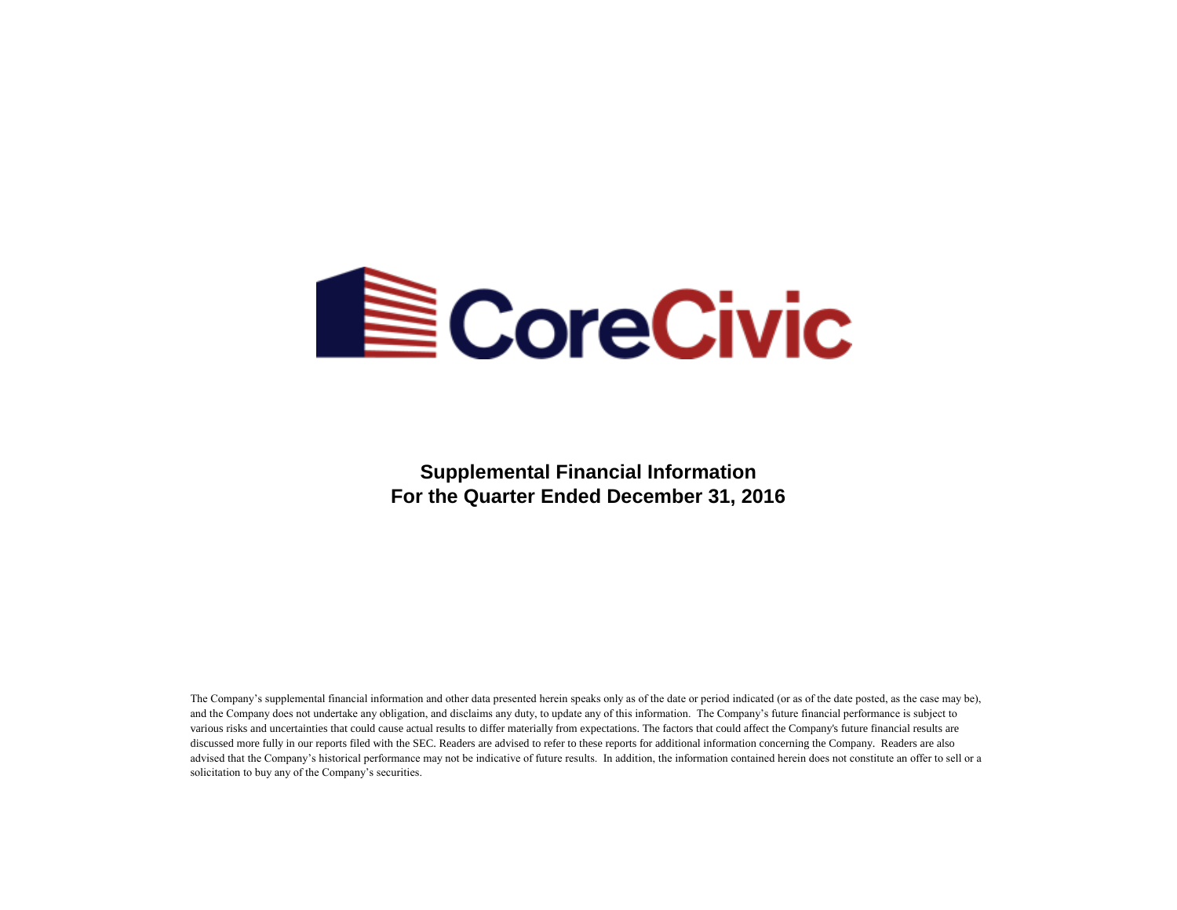CoreCivic

# Supplemental Financial Information
# For the Quarter Ended December 31, 2016

The Company's supplemental financial information and other data presented herein speaks only as of the date or period indicated (or as of the date posted, as the case may be), and the Company does not undertake any obligation, and disclaims any duty, to update any of this information. The Company's future financial performance is subject to various risks and uncertainties that could cause actual results to differ materially from expectations. The factors that could affect the Company's future financial results are discussed more fully in our reports filed with the SEC. Readers are advised to refer to these reports for additional information concerning the Company. Readers are also advised that the Company's historical performance may not be indicative of future results. In addition, the information contained herein does not constitute an offer to sell or a solicitation to buy any of the Company's securities.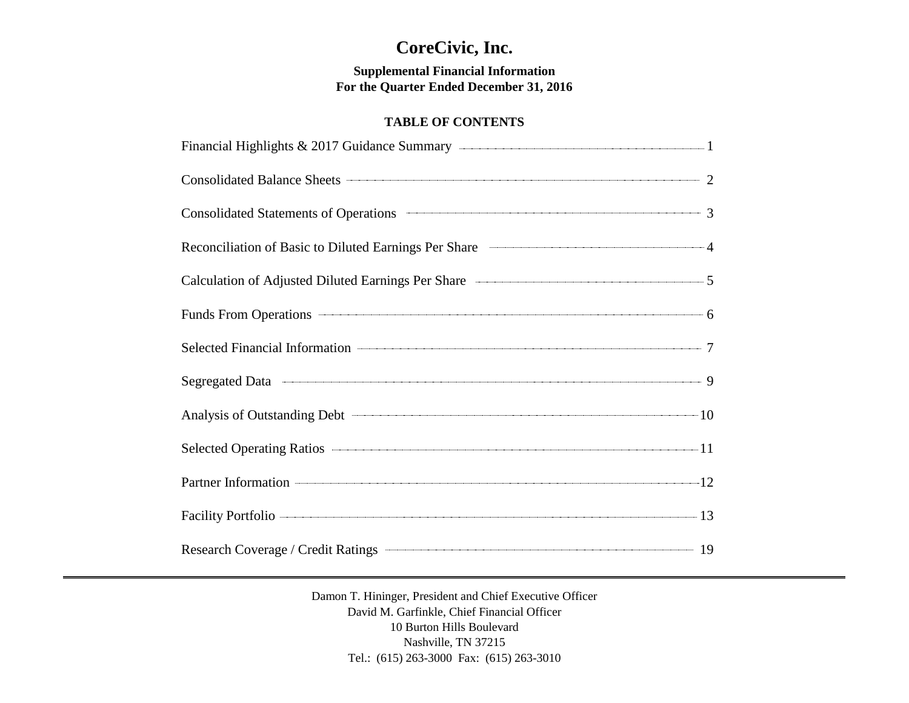# CoreCivic, Inc.

**Supplemental Financial Information**
**For the Quarter Ended December 31, 2016**

**TABLE OF CONTENTS**

| Section | Page |
|---|---|
| Financial Highlights & 2017 Guidance Summary | 1 |
| Consolidated Balance Sheets | 2 |
| Consolidated Statements of Operations | 3 |
| Reconciliation of Basic to Diluted Earnings Per Share | 4 |
| Calculation of Adjusted Diluted Earnings Per Share | 5 |
| Funds From Operations | 6 |
| Selected Financial Information | 7 |
| Segregated Data | 9 |
| Analysis of Outstanding Debt | 10 |
| Selected Operating Ratios | 11 |
| Partner Information | 12 |
| Facility Portfolio | 13 |
| Research Coverage / Credit Ratings | 19 |

---

Damon T. Hininger, President and Chief Executive Officer
David M. Garfinkle, Chief Financial Officer
10 Burton Hills Boulevard
Nashville, TN 37215
Tel.: (615) 263-3000 Fax: (615) 263-3010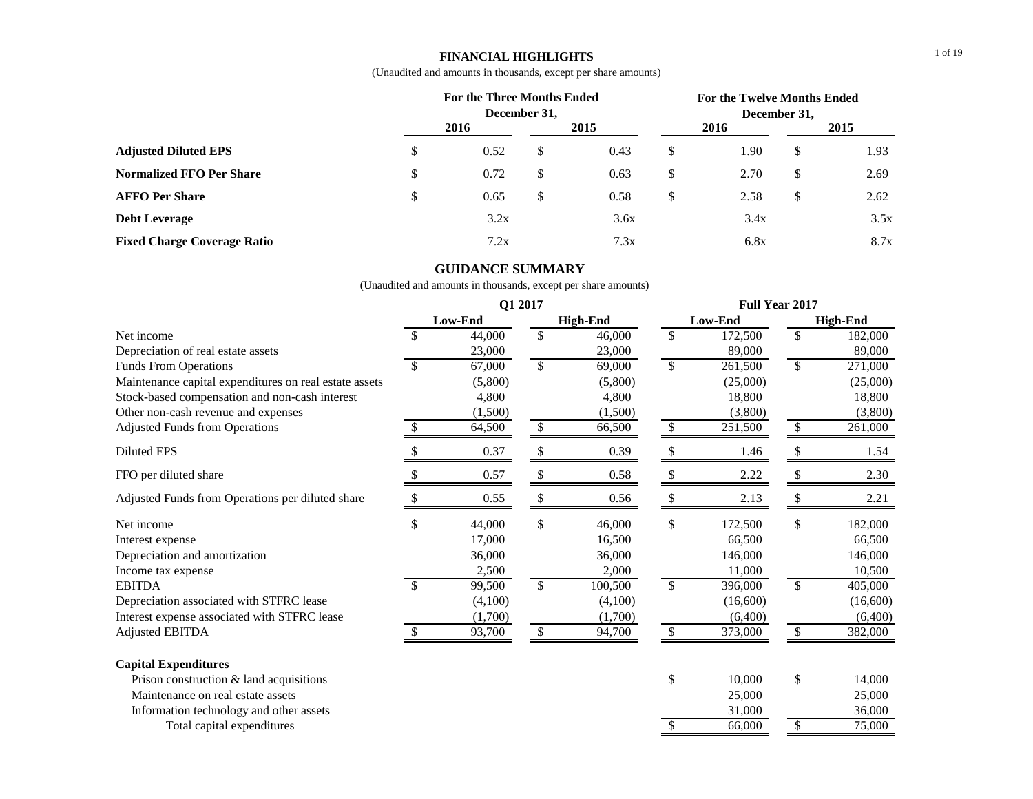## FINANCIAL HIGHLIGHTS

(Unaudited and amounts in thousands, except per share amounts)

| | For the Three Months Ended December 31, | | For the Twelve Months Ended December 31, | |
|---|---|---|---|---|
| | 2016 | 2015 | 2016 | 2015 |
| **Adjusted Diluted EPS** | $ 0.52 | $ 0.43 | $ 1.90 | $ 1.93 |
| **Normalized FFO Per Share** | $ 0.72 | $ 0.63 | $ 2.70 | $ 2.69 |
| **AFFO Per Share** | $ 0.65 | $ 0.58 | $ 2.58 | $ 2.62 |
| **Debt Leverage** | 3.2x | 3.6x | 3.4x | 3.5x |
| **Fixed Charge Coverage Ratio** | 7.2x | 7.3x | 6.8x | 8.7x |

## GUIDANCE SUMMARY

(Unaudited and amounts in thousands, except per share amounts)

| | Q1 2017 | | Full Year 2017 | |
|---|---|---|---|---|
| | Low-End | High-End | Low-End | High-End |
| Net income | $ 44,000 | $ 46,000 | $ 172,500 | $ 182,000 |
| Depreciation of real estate assets | 23,000 | 23,000 | 89,000 | 89,000 |
| Funds From Operations | $ 67,000 | $ 69,000 | $ 261,500 | $ 271,000 |
| Maintenance capital expenditures on real estate assets | (5,800) | (5,800) | (25,000) | (25,000) |
| Stock-based compensation and non-cash interest | 4,800 | 4,800 | 18,800 | 18,800 |
| Other non-cash revenue and expenses | (1,500) | (1,500) | (3,800) | (3,800) |
| Adjusted Funds from Operations | $ 64,500 | $ 66,500 | $ 251,500 | $ 261,000 |
| Diluted EPS | $ 0.37 | $ 0.39 | $ 1.46 | $ 1.54 |
| FFO per diluted share | $ 0.57 | $ 0.58 | $ 2.22 | $ 2.30 |
| Adjusted Funds from Operations per diluted share | $ 0.55 | $ 0.56 | $ 2.13 | $ 2.21 |
| Net income | $ 44,000 | $ 46,000 | $ 172,500 | $ 182,000 |
| Interest expense | 17,000 | 16,500 | 66,500 | 66,500 |
| Depreciation and amortization | 36,000 | 36,000 | 146,000 | 146,000 |
| Income tax expense | 2,500 | 2,000 | 11,000 | 10,500 |
| EBITDA | $ 99,500 | $ 100,500 | $ 396,000 | $ 405,000 |
| Depreciation associated with STFRC lease | (4,100) | (4,100) | (16,600) | (16,600) |
| Interest expense associated with STFRC lease | (1,700) | (1,700) | (6,400) | (6,400) |
| Adjusted EBITDA | $ 93,700 | $ 94,700 | $ 373,000 | $ 382,000 |
| **Capital Expenditures** | | | | |
| Prison construction & land acquisitions | | | $ 10,000 | $ 14,000 |
| Maintenance on real estate assets | | | 25,000 | 25,000 |
| Information technology and other assets | | | 31,000 | 36,000 |
| Total capital expenditures | | | $ 66,000 | $ 75,000 |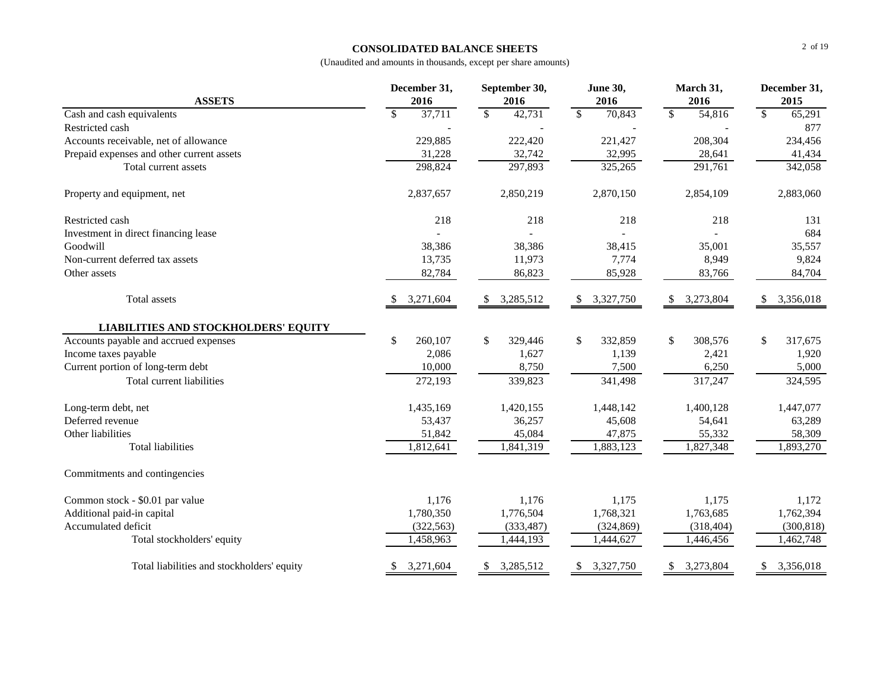**CONSOLIDATED BALANCE SHEETS**

(Unaudited and amounts in thousands, except per share amounts)

| ASSETS | December 31, 2016 | September 30, 2016 | June 30, 2016 | March 31, 2016 | December 31, 2015 |
|---|---|---|---|---|---|
| Cash and cash equivalents | $ 37,711 | $ 42,731 | $ 70,843 | $ 54,816 | $ 65,291 |
| Restricted cash | - | - | - | - | 877 |
| Accounts receivable, net of allowance | 229,885 | 222,420 | 221,427 | 208,304 | 234,456 |
| Prepaid expenses and other current assets | 31,228 | 32,742 | 32,995 | 28,641 | 41,434 |
| Total current assets | 298,824 | 297,893 | 325,265 | 291,761 | 342,058 |
| | | | | | |
| Property and equipment, net | 2,837,657 | 2,850,219 | 2,870,150 | 2,854,109 | 2,883,060 |
| | | | | | |
| Restricted cash | 218 | 218 | 218 | 218 | 131 |
| Investment in direct financing lease | - | - | - | - | 684 |
| Goodwill | 38,386 | 38,386 | 38,415 | 35,001 | 35,557 |
| Non-current deferred tax assets | 13,735 | 11,973 | 7,774 | 8,949 | 9,824 |
| Other assets | 82,784 | 86,823 | 85,928 | 83,766 | 84,704 |
| | | | | | |
| Total assets | $ 3,271,604 | $ 3,285,512 | $ 3,327,750 | $ 3,273,804 | $ 3,356,018 |
| | | | | | |
| **LIABILITIES AND STOCKHOLDERS' EQUITY** | | | | | |
| Accounts payable and accrued expenses | $ 260,107 | $ 329,446 | $ 332,859 | $ 308,576 | $ 317,675 |
| Income taxes payable | 2,086 | 1,627 | 1,139 | 2,421 | 1,920 |
| Current portion of long-term debt | 10,000 | 8,750 | 7,500 | 6,250 | 5,000 |
| Total current liabilities | 272,193 | 339,823 | 341,498 | 317,247 | 324,595 |
| | | | | | |
| Long-term debt, net | 1,435,169 | 1,420,155 | 1,448,142 | 1,400,128 | 1,447,077 |
| Deferred revenue | 53,437 | 36,257 | 45,608 | 54,641 | 63,289 |
| Other liabilities | 51,842 | 45,084 | 47,875 | 55,332 | 58,309 |
| Total liabilities | 1,812,641 | 1,841,319 | 1,883,123 | 1,827,348 | 1,893,270 |
| | | | | | |
| Commitments and contingencies | | | | | |
| | | | | | |
| Common stock - $0.01 par value | 1,176 | 1,176 | 1,175 | 1,175 | 1,172 |
| Additional paid-in capital | 1,780,350 | 1,776,504 | 1,768,321 | 1,763,685 | 1,762,394 |
| Accumulated deficit | (322,563) | (333,487) | (324,869) | (318,404) | (300,818) |
| Total stockholders' equity | 1,458,963 | 1,444,193 | 1,444,627 | 1,446,456 | 1,462,748 |
| | | | | | |
| Total liabilities and stockholders' equity | $ 3,271,604 | $ 3,285,512 | $ 3,327,750 | $ 3,273,804 | $ 3,356,018 |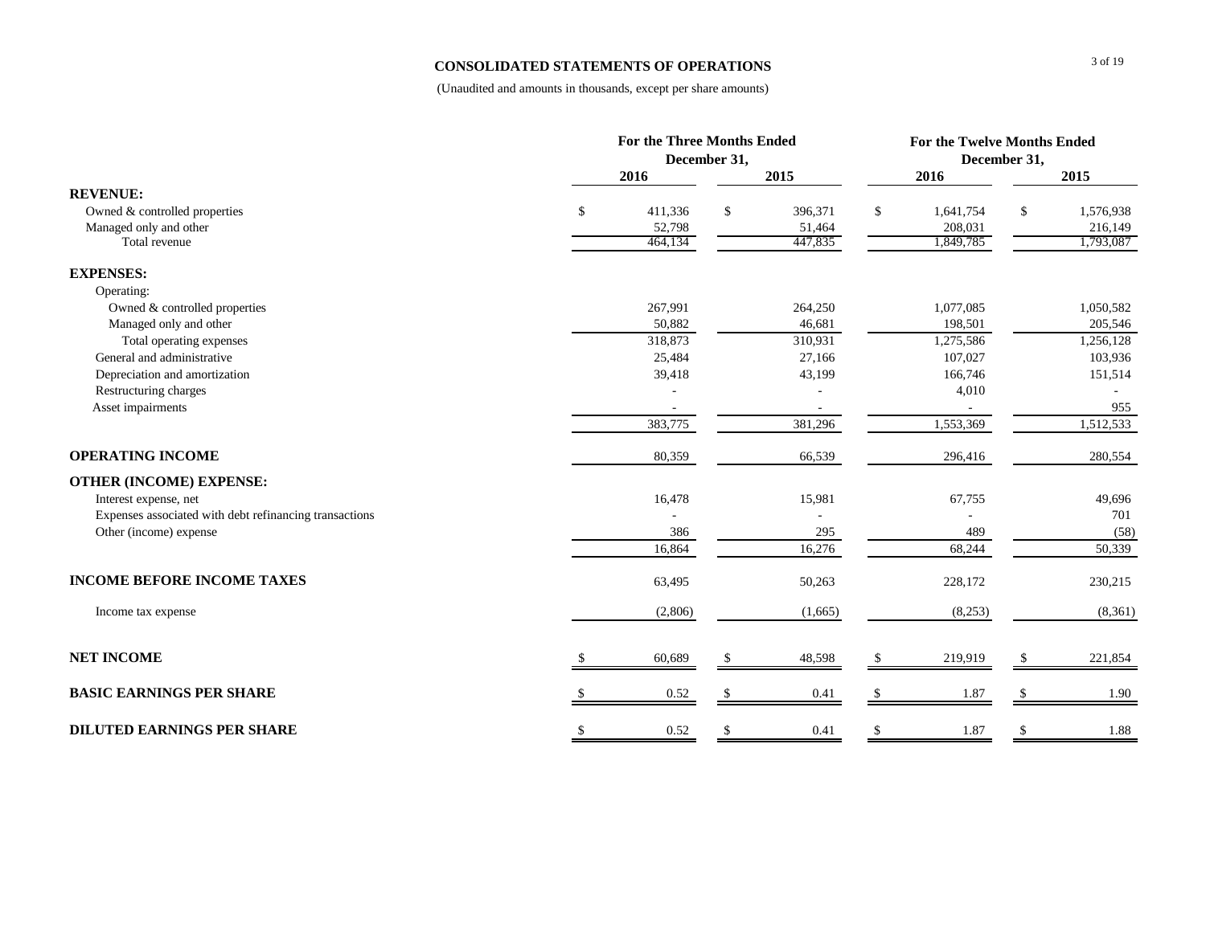## CONSOLIDATED STATEMENTS OF OPERATIONS

(Unaudited and amounts in thousands, except per share amounts)

| | For the Three Months Ended December 31, | | For the Twelve Months Ended December 31, | |
|---|---|---|---|---|
| | 2016 | 2015 | 2016 | 2015 |
| **REVENUE:** | | | | |
| Owned & controlled properties | $ 411,336 | $ 396,371 | $ 1,641,754 | $ 1,576,938 |
| Managed only and other | 52,798 | 51,464 | 208,031 | 216,149 |
| Total revenue | 464,134 | 447,835 | 1,849,785 | 1,793,087 |
| **EXPENSES:** | | | | |
| Operating: | | | | |
| Owned & controlled properties | 267,991 | 264,250 | 1,077,085 | 1,050,582 |
| Managed only and other | 50,882 | 46,681 | 198,501 | 205,546 |
| Total operating expenses | 318,873 | 310,931 | 1,275,586 | 1,256,128 |
| General and administrative | 25,484 | 27,166 | 107,027 | 103,936 |
| Depreciation and amortization | 39,418 | 43,199 | 166,746 | 151,514 |
| Restructuring charges | - | - | 4,010 | - |
| Asset impairments | - | - | - | 955 |
| | 383,775 | 381,296 | 1,553,369 | 1,512,533 |
| **OPERATING INCOME** | 80,359 | 66,539 | 296,416 | 280,554 |
| **OTHER (INCOME) EXPENSE:** | | | | |
| Interest expense, net | 16,478 | 15,981 | 67,755 | 49,696 |
| Expenses associated with debt refinancing transactions | - | - | - | 701 |
| Other (income) expense | 386 | 295 | 489 | (58) |
| | 16,864 | 16,276 | 68,244 | 50,339 |
| **INCOME BEFORE INCOME TAXES** | 63,495 | 50,263 | 228,172 | 230,215 |
| Income tax expense | (2,806) | (1,665) | (8,253) | (8,361) |
| **NET INCOME** | $ 60,689 | $ 48,598 | $ 219,919 | $ 221,854 |
| **BASIC EARNINGS PER SHARE** | $ 0.52 | $ 0.41 | $ 1.87 | $ 1.90 |
| **DILUTED EARNINGS PER SHARE** | $ 0.52 | $ 0.41 | $ 1.87 | $ 1.88 |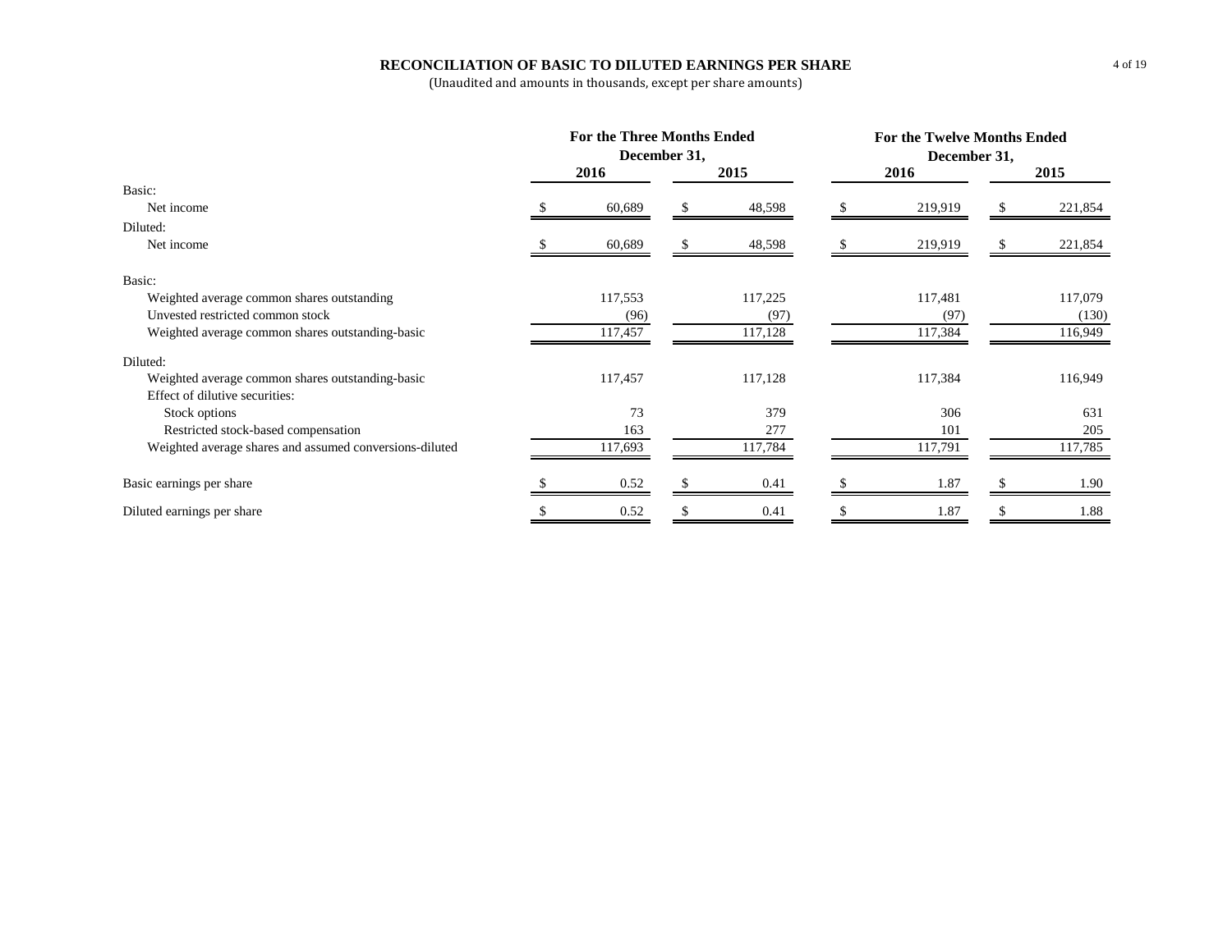# RECONCILIATION OF BASIC TO DILUTED EARNINGS PER SHARE

(Unaudited and amounts in thousands, except per share amounts)

| | For the Three Months Ended December 31, | | For the Twelve Months Ended December 31, | |
|---|---|---|---|---|
| | 2016 | 2015 | 2016 | 2015 |
| Basic: | | | | |
| Net income | $ 60,689 | $ 48,598 | $ 219,919 | $ 221,854 |
| Diluted: | | | | |
| Net income | $ 60,689 | $ 48,598 | $ 219,919 | $ 221,854 |
| Basic: | | | | |
| Weighted average common shares outstanding | 117,553 | 117,225 | 117,481 | 117,079 |
| Unvested restricted common stock | (96) | (97) | (97) | (130) |
| Weighted average common shares outstanding-basic | 117,457 | 117,128 | 117,384 | 116,949 |
| Diluted: | | | | |
| Weighted average common shares outstanding-basic | 117,457 | 117,128 | 117,384 | 116,949 |
| Effect of dilutive securities: | | | | |
| Stock options | 73 | 379 | 306 | 631 |
| Restricted stock-based compensation | 163 | 277 | 101 | 205 |
| Weighted average shares and assumed conversions-diluted | 117,693 | 117,784 | 117,791 | 117,785 |
| Basic earnings per share | $ 0.52 | $ 0.41 | $ 1.87 | $ 1.90 |
| Diluted earnings per share | $ 0.52 | $ 0.41 | $ 1.87 | $ 1.88 |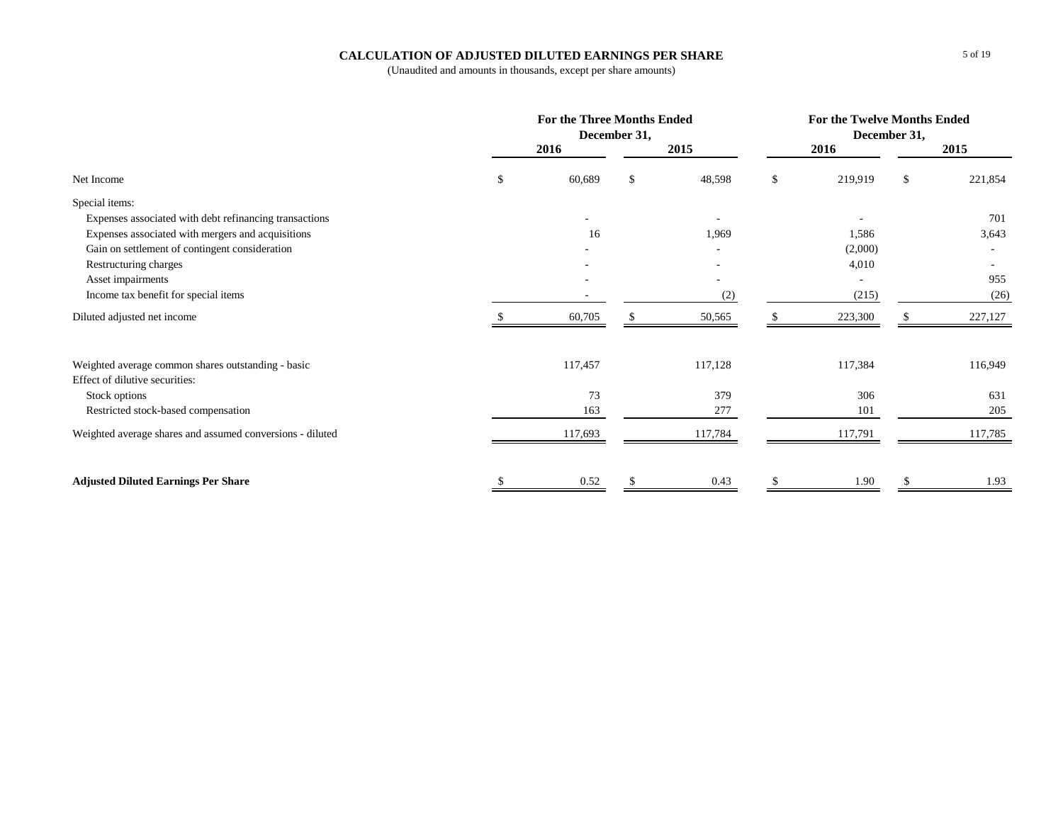# CALCULATION OF ADJUSTED DILUTED EARNINGS PER SHARE

(Unaudited and amounts in thousands, except per share amounts)

| | For the Three Months Ended December 31, | | For the Twelve Months Ended December 31, | |
|---|---|---|---|---|
| | 2016 | 2015 | 2016 | 2015 |
| Net Income | $ 60,689 | $ 48,598 | $ 219,919 | $ 221,854 |
| Special items: | | | | |
| Expenses associated with debt refinancing transactions | - | - | - | 701 |
| Expenses associated with mergers and acquisitions | 16 | 1,969 | 1,586 | 3,643 |
| Gain on settlement of contingent consideration | - | - | (2,000) | - |
| Restructuring charges | - | - | 4,010 | - |
| Asset impairments | - | - | - | 955 |
| Income tax benefit for special items | - | (2) | (215) | (26) |
| Diluted adjusted net income | $ 60,705 | $ 50,565 | $ 223,300 | $ 227,127 |
| | | | | |
| Weighted average common shares outstanding - basic | 117,457 | 117,128 | 117,384 | 116,949 |
| Effect of dilutive securities: | | | | |
| Stock options | 73 | 379 | 306 | 631 |
| Restricted stock-based compensation | 163 | 277 | 101 | 205 |
| Weighted average shares and assumed conversions - diluted | 117,693 | 117,784 | 117,791 | 117,785 |
| | | | | |
| **Adjusted Diluted Earnings Per Share** | $ 0.52 | $ 0.43 | $ 1.90 | $ 1.93 |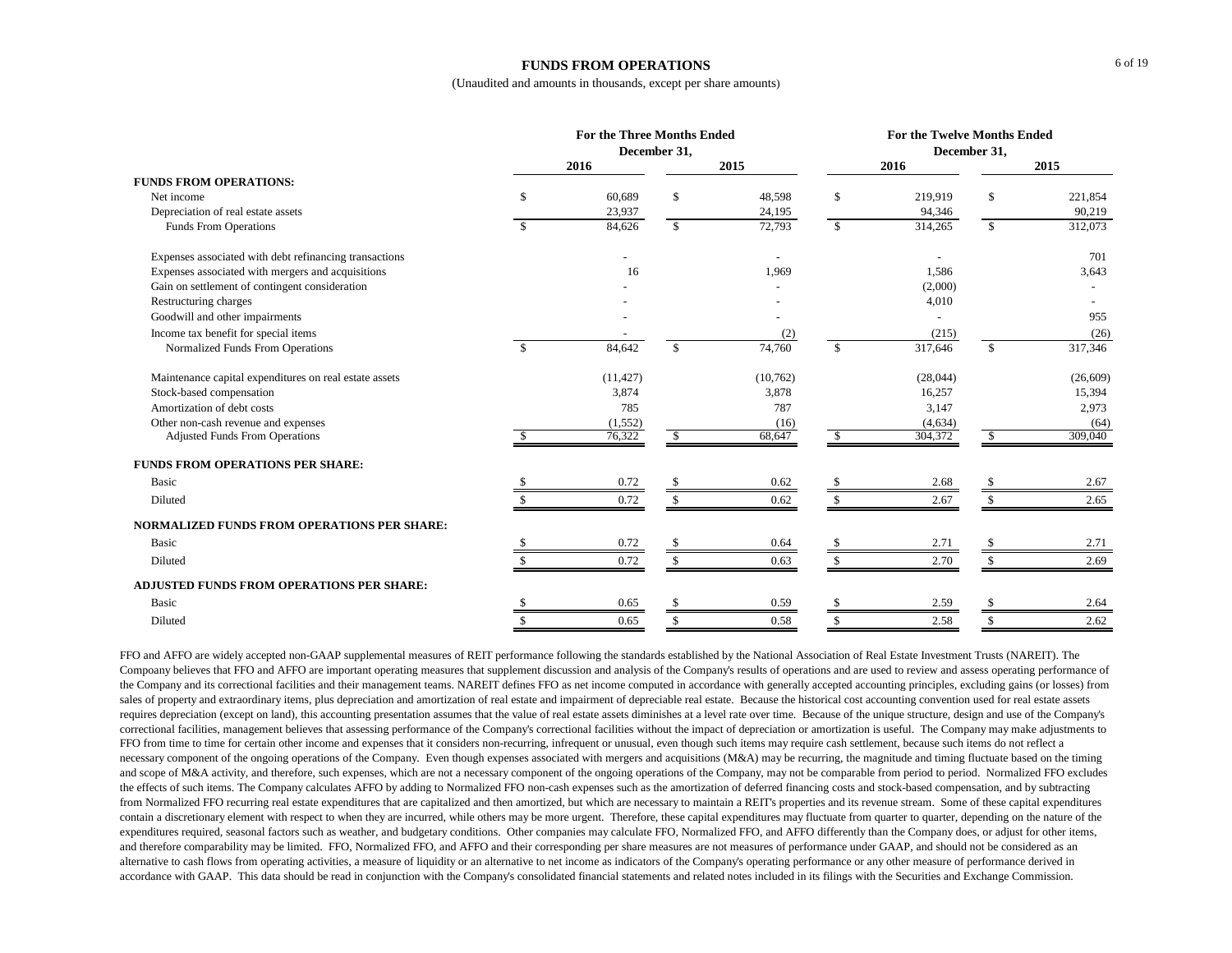# FUNDS FROM OPERATIONS

(Unaudited and amounts in thousands, except per share amounts)

| | For the Three Months Ended December 31, | | For the Twelve Months Ended December 31, | |
|---|---|---|---|---|
| | 2016 | 2015 | 2016 | 2015 |
| **FUNDS FROM OPERATIONS:** | | | | |
| Net income | $ 60,689 | $ 48,598 | $ 219,919 | $ 221,854 |
| Depreciation of real estate assets | 23,937 | 24,195 | 94,346 | 90,219 |
| Funds From Operations | $ 84,626 | $ 72,793 | $ 314,265 | $ 312,073 |
| Expenses associated with debt refinancing transactions | - | - | - | 701 |
| Expenses associated with mergers and acquisitions | 16 | 1,969 | 1,586 | 3,643 |
| Gain on settlement of contingent consideration | - | - | (2,000) | - |
| Restructuring charges | - | - | 4,010 | - |
| Goodwill and other impairments | - | - | - | 955 |
| Income tax benefit for special items | - | (2) | (215) | (26) |
| Normalized Funds From Operations | $ 84,642 | $ 74,760 | $ 317,646 | $ 317,346 |
| Maintenance capital expenditures on real estate assets | (11,427) | (10,762) | (28,044) | (26,609) |
| Stock-based compensation | 3,874 | 3,878 | 16,257 | 15,394 |
| Amortization of debt costs | 785 | 787 | 3,147 | 2,973 |
| Other non-cash revenue and expenses | (1,552) | (16) | (4,634) | (64) |
| Adjusted Funds From Operations | $ 76,322 | $ 68,647 | $ 304,372 | $ 309,040 |
| **FUNDS FROM OPERATIONS PER SHARE:** | | | | |
| Basic | $ 0.72 | $ 0.62 | $ 2.68 | $ 2.67 |
| Diluted | $ 0.72 | $ 0.62 | $ 2.67 | $ 2.65 |
| **NORMALIZED FUNDS FROM OPERATIONS PER SHARE:** | | | | |
| Basic | $ 0.72 | $ 0.64 | $ 2.71 | $ 2.71 |
| Diluted | $ 0.72 | $ 0.63 | $ 2.70 | $ 2.69 |
| **ADJUSTED FUNDS FROM OPERATIONS PER SHARE:** | | | | |
| Basic | $ 0.65 | $ 0.59 | $ 2.59 | $ 2.64 |
| Diluted | $ 0.65 | $ 0.58 | $ 2.58 | $ 2.62 |

FFO and AFFO are widely accepted non-GAAP supplemental measures of REIT performance following the standards established by the National Association of Real Estate Investment Trusts (NAREIT). The Compoany believes that FFO and AFFO are important operating measures that supplement discussion and analysis of the Company's results of operations and are used to review and assess operating performance of the Company and its correctional facilities and their management teams. NAREIT defines FFO as net income computed in accordance with generally accepted accounting principles, excluding gains (or losses) from sales of property and extraordinary items, plus depreciation and amortization of real estate and impairment of depreciable real estate. Because the historical cost accounting convention used for real estate assets requires depreciation (except on land), this accounting presentation assumes that the value of real estate assets diminishes at a level rate over time. Because of the unique structure, design and use of the Company's correctional facilities, management believes that assessing performance of the Company's correctional facilities without the impact of depreciation or amortization is useful. The Company may make adjustments to FFO from time to time for certain other income and expenses that it considers non-recurring, infrequent or unusual, even though such items may require cash settlement, because such items do not reflect a necessary component of the ongoing operations of the Company. Even though expenses associated with mergers and acquisitions (M&A) may be recurring, the magnitude and timing fluctuate based on the timing and scope of M&A activity, and therefore, such expenses, which are not a necessary component of the ongoing operations of the Company, may not be comparable from period to period. Normalized FFO excludes the effects of such items. The Company calculates AFFO by adding to Normalized FFO non-cash expenses such as the amortization of deferred financing costs and stock-based compensation, and by subtracting from Normalized FFO recurring real estate expenditures that are capitalized and then amortized, but which are necessary to maintain a REIT's properties and its revenue stream. Some of these capital expenditures contain a discretionary element with respect to when they are incurred, while others may be more urgent. Therefore, these capital expenditures may fluctuate from quarter to quarter, depending on the nature of the expenditures required, seasonal factors such as weather, and budgetary conditions. Other companies may calculate FFO, Normalized FFO, and AFFO differently than the Company does, or adjust for other items, and therefore comparability may be limited. FFO, Normalized FFO, and AFFO and their corresponding per share measures are not measures of performance under GAAP, and should not be considered as an alternative to cash flows from operating activities, a measure of liquidity or an alternative to net income as indicators of the Company's operating performance or any other measure of performance derived in accordance with GAAP. This data should be read in conjunction with the Company's consolidated financial statements and related notes included in its filings with the Securities and Exchange Commission.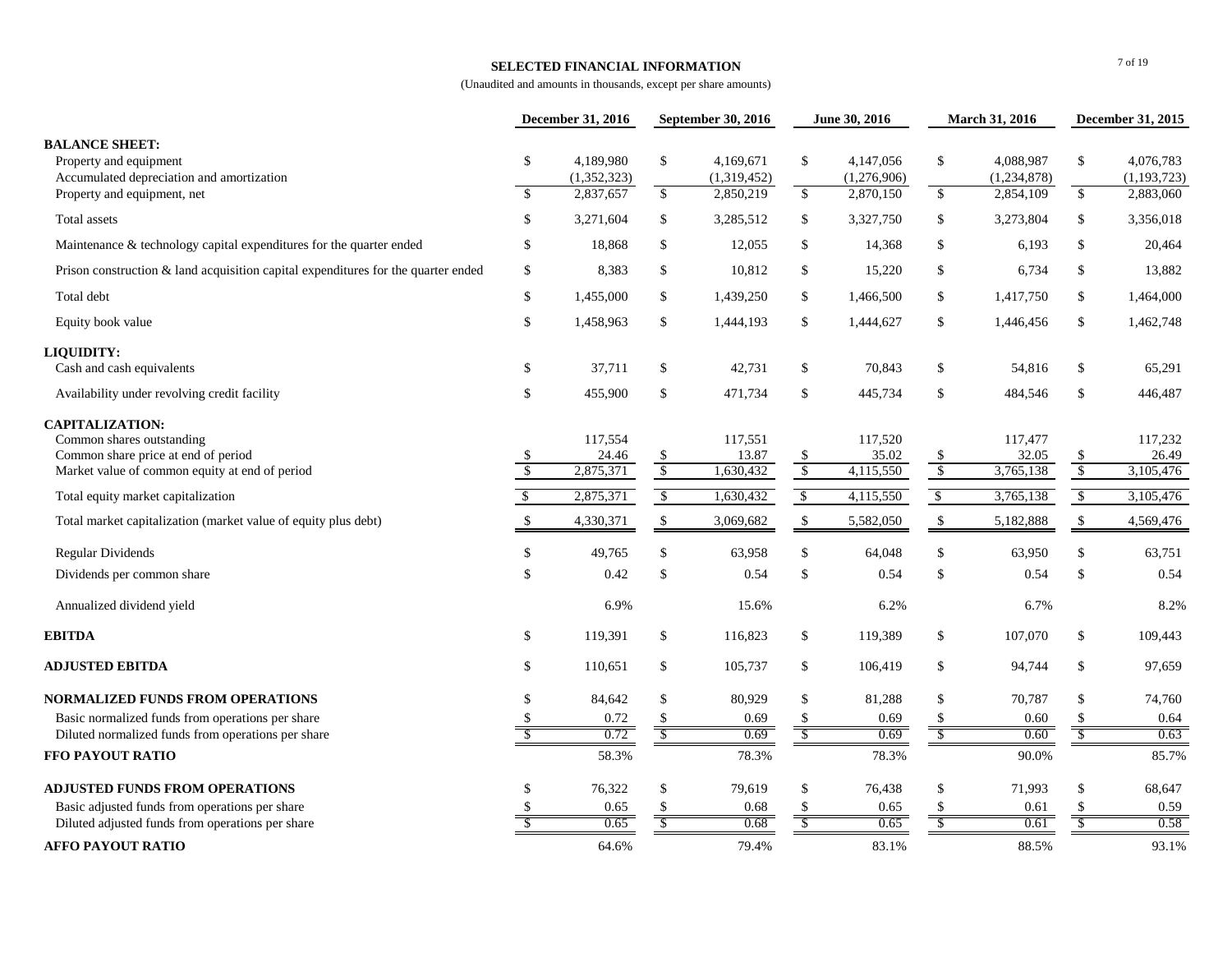## SELECTED FINANCIAL INFORMATION

(Unaudited and amounts in thousands, except per share amounts)

| | December 31, 2016 | September 30, 2016 | June 30, 2016 | March 31, 2016 | December 31, 2015 |
|---|---|---|---|---|---|
| **BALANCE SHEET:** | | | | | |
| Property and equipment | $ 4,189,980 | $ 4,169,671 | $ 4,147,056 | $ 4,088,987 | $ 4,076,783 |
| Accumulated depreciation and amortization | (1,352,323) | (1,319,452) | (1,276,906) | (1,234,878) | (1,193,723) |
| Property and equipment, net | $ 2,837,657 | $ 2,850,219 | $ 2,870,150 | $ 2,854,109 | $ 2,883,060 |
| Total assets | $ 3,271,604 | $ 3,285,512 | $ 3,327,750 | $ 3,273,804 | $ 3,356,018 |
| Maintenance & technology capital expenditures for the quarter ended | $ 18,868 | $ 12,055 | $ 14,368 | $ 6,193 | $ 20,464 |
| Prison construction & land acquisition capital expenditures for the quarter ended | $ 8,383 | $ 10,812 | $ 15,220 | $ 6,734 | $ 13,882 |
| Total debt | $ 1,455,000 | $ 1,439,250 | $ 1,466,500 | $ 1,417,750 | $ 1,464,000 |
| Equity book value | $ 1,458,963 | $ 1,444,193 | $ 1,444,627 | $ 1,446,456 | $ 1,462,748 |
| **LIQUIDITY:** | | | | | |
| Cash and cash equivalents | $ 37,711 | $ 42,731 | $ 70,843 | $ 54,816 | $ 65,291 |
| Availability under revolving credit facility | $ 455,900 | $ 471,734 | $ 445,734 | $ 484,546 | $ 446,487 |
| **CAPITALIZATION:** | | | | | |
| Common shares outstanding | 117,554 | 117,551 | 117,520 | 117,477 | 117,232 |
| Common share price at end of period | $ 24.46 | $ 13.87 | $ 35.02 | $ 32.05 | $ 26.49 |
| Market value of common equity at end of period | $ 2,875,371 | $ 1,630,432 | $ 4,115,550 | $ 3,765,138 | $ 3,105,476 |
| Total equity market capitalization | $ 2,875,371 | $ 1,630,432 | $ 4,115,550 | $ 3,765,138 | $ 3,105,476 |
| Total market capitalization (market value of equity plus debt) | $ 4,330,371 | $ 3,069,682 | $ 5,582,050 | $ 5,182,888 | $ 4,569,476 |
| Regular Dividends | $ 49,765 | $ 63,958 | $ 64,048 | $ 63,950 | $ 63,751 |
| Dividends per common share | $ 0.42 | $ 0.54 | $ 0.54 | $ 0.54 | $ 0.54 |
| Annualized dividend yield | 6.9% | 15.6% | 6.2% | 6.7% | 8.2% |
| **EBITDA** | $ 119,391 | $ 116,823 | $ 119,389 | $ 107,070 | $ 109,443 |
| **ADJUSTED EBITDA** | $ 110,651 | $ 105,737 | $ 106,419 | $ 94,744 | $ 97,659 |
| **NORMALIZED FUNDS FROM OPERATIONS** | $ 84,642 | $ 80,929 | $ 81,288 | $ 70,787 | $ 74,760 |
| Basic normalized funds from operations per share | $ 0.72 | $ 0.69 | $ 0.69 | $ 0.60 | $ 0.64 |
| Diluted normalized funds from operations per share | $ 0.72 | $ 0.69 | $ 0.69 | $ 0.60 | $ 0.63 |
| **FFO PAYOUT RATIO** | 58.3% | 78.3% | 78.3% | 90.0% | 85.7% |
| **ADJUSTED FUNDS FROM OPERATIONS** | $ 76,322 | $ 79,619 | $ 76,438 | $ 71,993 | $ 68,647 |
| Basic adjusted funds from operations per share | $ 0.65 | $ 0.68 | $ 0.65 | $ 0.61 | $ 0.59 |
| Diluted adjusted funds from operations per share | $ 0.65 | $ 0.68 | $ 0.65 | $ 0.61 | $ 0.58 |
| **AFFO PAYOUT RATIO** | 64.6% | 79.4% | 83.1% | 88.5% | 93.1% |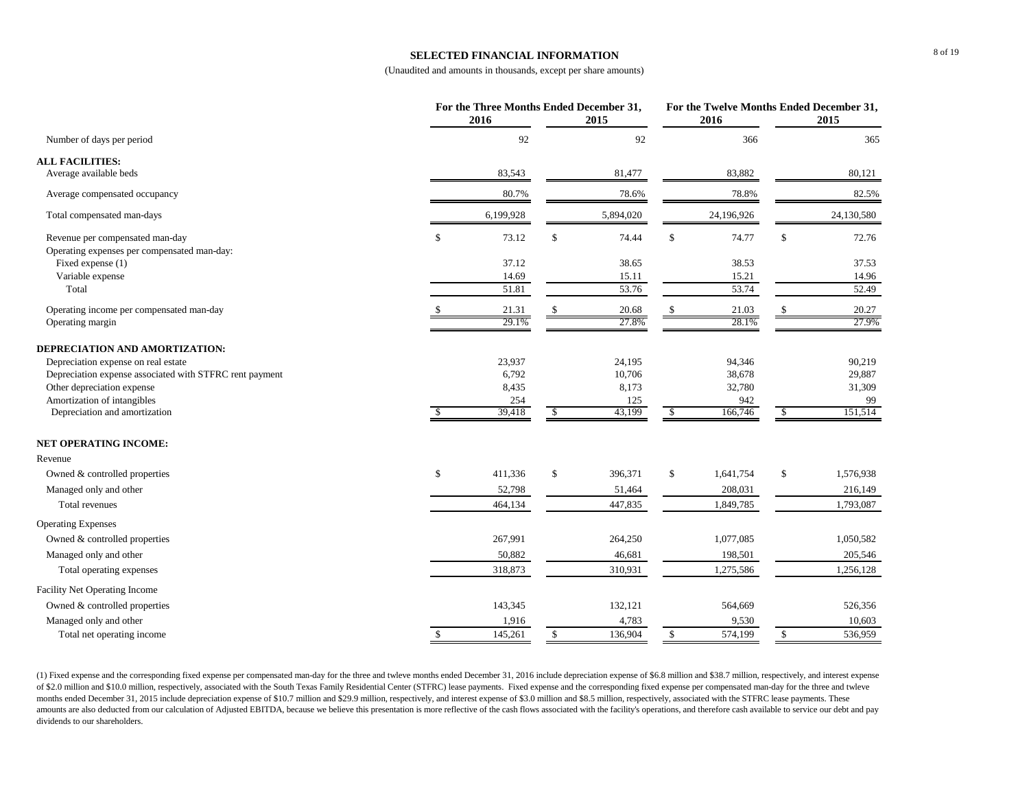# SELECTED FINANCIAL INFORMATION

(Unaudited and amounts in thousands, except per share amounts)

| | For the Three Months Ended December 31, | | For the Twelve Months Ended December 31, | |
|---|---|---|---|---|
| | 2016 | 2015 | 2016 | 2015 |
| Number of days per period | 92 | 92 | 366 | 365 |
| **ALL FACILITIES:** | | | | |
| Average available beds | 83,543 | 81,477 | 83,882 | 80,121 |
| Average compensated occupancy | 80.7% | 78.6% | 78.8% | 82.5% |
| Total compensated man-days | 6,199,928 | 5,894,020 | 24,196,926 | 24,130,580 |
| Revenue per compensated man-day | $ 73.12 | $ 74.44 | $ 74.77 | $ 72.76 |
| Operating expenses per compensated man-day: | | | | |
| Fixed expense (1) | 37.12 | 38.65 | 38.53 | 37.53 |
| Variable expense | 14.69 | 15.11 | 15.21 | 14.96 |
| Total | 51.81 | 53.76 | 53.74 | 52.49 |
| Operating income per compensated man-day | $ 21.31 | $ 20.68 | $ 21.03 | $ 20.27 |
| Operating margin | 29.1% | 27.8% | 28.1% | 27.9% |
| **DEPRECIATION AND AMORTIZATION:** | | | | |
| Depreciation expense on real estate | 23,937 | 24,195 | 94,346 | 90,219 |
| Depreciation expense associated with STFRC rent payment | 6,792 | 10,706 | 38,678 | 29,887 |
| Other depreciation expense | 8,435 | 8,173 | 32,780 | 31,309 |
| Amortization of intangibles | 254 | 125 | 942 | 99 |
| Depreciation and amortization | $ 39,418 | $ 43,199 | $ 166,746 | $ 151,514 |
| **NET OPERATING INCOME:** | | | | |
| Revenue | | | | |
| Owned & controlled properties | $ 411,336 | $ 396,371 | $ 1,641,754 | $ 1,576,938 |
| Managed only and other | 52,798 | 51,464 | 208,031 | 216,149 |
| Total revenues | 464,134 | 447,835 | 1,849,785 | 1,793,087 |
| Operating Expenses | | | | |
| Owned & controlled properties | 267,991 | 264,250 | 1,077,085 | 1,050,582 |
| Managed only and other | 50,882 | 46,681 | 198,501 | 205,546 |
| Total operating expenses | 318,873 | 310,931 | 1,275,586 | 1,256,128 |
| Facility Net Operating Income | | | | |
| Owned & controlled properties | 143,345 | 132,121 | 564,669 | 526,356 |
| Managed only and other | 1,916 | 4,783 | 9,530 | 10,603 |
| Total net operating income | $ 145,261 | $ 136,904 | $ 574,199 | $ 536,959 |

(1) Fixed expense and the corresponding fixed expense per compensated man-day for the three and twleve months ended December 31, 2016 include depreciation expense of $6.8 million and $38.7 million, respectively, and interest expense of $2.0 million and $10.0 million, respectively, associated with the South Texas Family Residential Center (STFRC) lease payments. Fixed expense and the corresponding fixed expense per compensated man-day for the three and twleve months ended December 31, 2015 include depreciation expense of $10.7 million and $29.9 million, respectively, and interest expense of $3.0 million and $8.5 million, respectively, associated with the STFRC lease payments. These amounts are also deducted from our calculation of Adjusted EBITDA, because we believe this presentation is more reflective of the cash flows associated with the facility's operations, and therefore cash available to service our debt and pay dividends to our shareholders.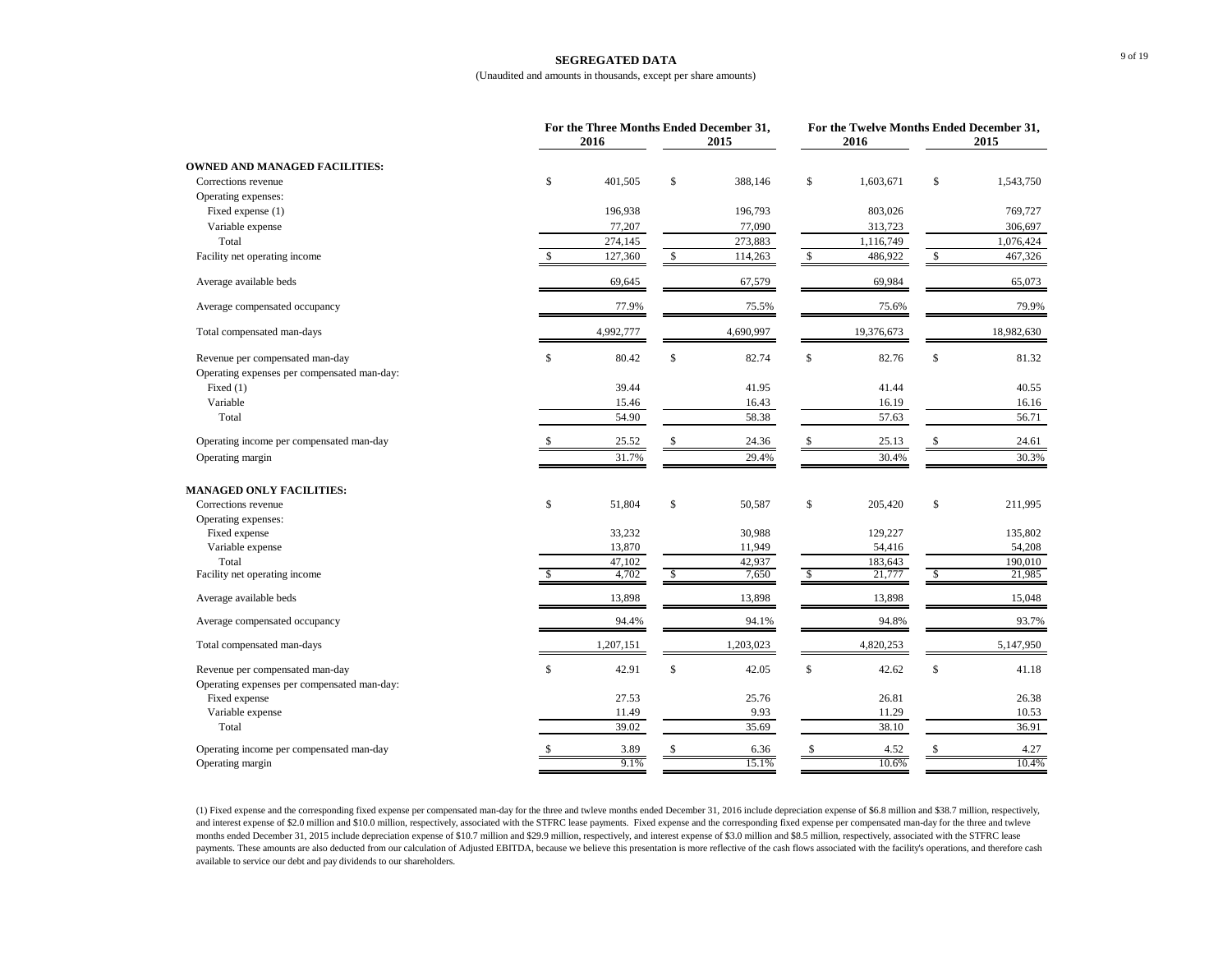# SEGREGATED DATA

(Unaudited and amounts in thousands, except per share amounts)

| | For the Three Months Ended December 31, | | For the Twelve Months Ended December 31, | |
|---|---|---|---|---|
| | 2016 | 2015 | 2016 | 2015 |
| **OWNED AND MANAGED FACILITIES:** | | | | |
| Corrections revenue | $ 401,505 | $ 388,146 | $ 1,603,671 | $ 1,543,750 |
| Operating expenses: | | | | |
| Fixed expense (1) | 196,938 | 196,793 | 803,026 | 769,727 |
| Variable expense | 77,207 | 77,090 | 313,723 | 306,697 |
| Total | 274,145 | 273,883 | 1,116,749 | 1,076,424 |
| Facility net operating income | $ 127,360 | $ 114,263 | $ 486,922 | $ 467,326 |
| Average available beds | 69,645 | 67,579 | 69,984 | 65,073 |
| Average compensated occupancy | 77.9% | 75.5% | 75.6% | 79.9% |
| Total compensated man-days | 4,992,777 | 4,690,997 | 19,376,673 | 18,982,630 |
| Revenue per compensated man-day | $ 80.42 | $ 82.74 | $ 82.76 | $ 81.32 |
| Operating expenses per compensated man-day: | | | | |
| Fixed (1) | 39.44 | 41.95 | 41.44 | 40.55 |
| Variable | 15.46 | 16.43 | 16.19 | 16.16 |
| Total | 54.90 | 58.38 | 57.63 | 56.71 |
| Operating income per compensated man-day | $ 25.52 | $ 24.36 | $ 25.13 | $ 24.61 |
| Operating margin | 31.7% | 29.4% | 30.4% | 30.3% |
| **MANAGED ONLY FACILITIES:** | | | | |
| Corrections revenue | $ 51,804 | $ 50,587 | $ 205,420 | $ 211,995 |
| Operating expenses: | | | | |
| Fixed expense | 33,232 | 30,988 | 129,227 | 135,802 |
| Variable expense | 13,870 | 11,949 | 54,416 | 54,208 |
| Total | 47,102 | 42,937 | 183,643 | 190,010 |
| Facility net operating income | $ 4,702 | $ 7,650 | $ 21,777 | $ 21,985 |
| Average available beds | 13,898 | 13,898 | 13,898 | 15,048 |
| Average compensated occupancy | 94.4% | 94.1% | 94.8% | 93.7% |
| Total compensated man-days | 1,207,151 | 1,203,023 | 4,820,253 | 5,147,950 |
| Revenue per compensated man-day | $ 42.91 | $ 42.05 | $ 42.62 | $ 41.18 |
| Operating expenses per compensated man-day: | | | | |
| Fixed expense | 27.53 | 25.76 | 26.81 | 26.38 |
| Variable expense | 11.49 | 9.93 | 11.29 | 10.53 |
| Total | 39.02 | 35.69 | 38.10 | 36.91 |
| Operating income per compensated man-day | $ 3.89 | $ 6.36 | $ 4.52 | $ 4.27 |
| Operating margin | 9.1% | 15.1% | 10.6% | 10.4% |

(1) Fixed expense and the corresponding fixed expense per compensated man-day for the three and twleve months ended December 31, 2016 include depreciation expense of $6.8 million and $38.7 million, respectively, and interest expense of $2.0 million and $10.0 million, respectively, associated with the STFRC lease payments. Fixed expense and the corresponding fixed expense per compensated man-day for the three and twleve months ended December 31, 2015 include depreciation expense of $10.7 million and $29.9 million, respectively, and interest expense of $3.0 million and $8.5 million, respectively, associated with the STFRC lease payments. These amounts are also deducted from our calculation of Adjusted EBITDA, because we believe this presentation is more reflective of the cash flows associated with the facility's operations, and therefore cash available to service our debt and pay dividends to our shareholders.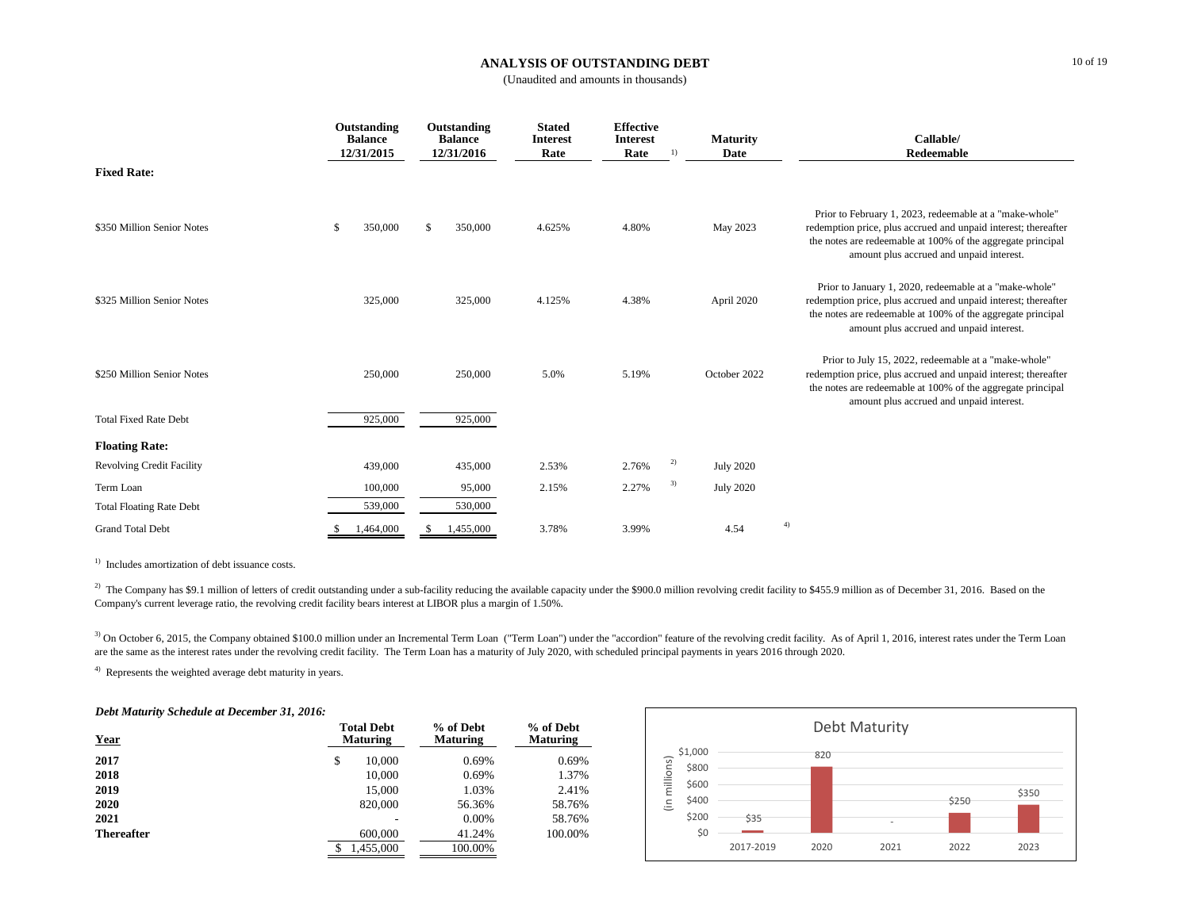## ANALYSIS OF OUTSTANDING DEBT

(Unaudited and amounts in thousands)

| | Outstanding Balance 12/31/2015 | Outstanding Balance 12/31/2016 | Stated Interest Rate | Effective Interest Rate [1] | Maturity Date | Callable/ Redeemable |
|---|---|---|---|---|---|---|
| **Fixed Rate:** | | | | | | |
| $350 Million Senior Notes | $ 350,000 | $ 350,000 | 4.625% | 4.80% | May 2023 | Prior to February 1, 2023, redeemable at a "make-whole" redemption price, plus accrued and unpaid interest; thereafter the notes are redeemable at 100% of the aggregate principal amount plus accrued and unpaid interest. |
| $325 Million Senior Notes | 325,000 | 325,000 | 4.125% | 4.38% | April 2020 | Prior to January 1, 2020, redeemable at a "make-whole" redemption price, plus accrued and unpaid interest; thereafter the notes are redeemable at 100% of the aggregate principal amount plus accrued and unpaid interest. |
| $250 Million Senior Notes | 250,000 | 250,000 | 5.0% | 5.19% | October 2022 | Prior to July 15, 2022, redeemable at a "make-whole" redemption price, plus accrued and unpaid interest; thereafter the notes are redeemable at 100% of the aggregate principal amount plus accrued and unpaid interest. |
| Total Fixed Rate Debt | 925,000 | 925,000 | | | | |
| **Floating Rate:** | | | | | | |
| Revolving Credit Facility | 439,000 | 435,000 | 2.53% | 2.76% [2] | July 2020 | |
| Term Loan | 100,000 | 95,000 | 2.15% | 2.27% [3] | July 2020 | |
| Total Floating Rate Debt | 539,000 | 530,000 | | | | |
| Grand Total Debt | $ 1,464,000 | $ 1,455,000 | 3.78% | 3.99% | 4.54 [4] | |

[1] Includes amortization of debt issuance costs.

[2] The Company has $9.1 million of letters of credit outstanding under a sub-facility reducing the available capacity under the $900.0 million revolving credit facility to $455.9 million as of December 31, 2016. Based on the Company's current leverage ratio, the revolving credit facility bears interest at LIBOR plus a margin of 1.50%.

[3] On October 6, 2015, the Company obtained $100.0 million under an Incremental Term Loan ("Term Loan") under the "accordion" feature of the revolving credit facility. As of April 1, 2016, interest rates under the Term Loan are the same as the interest rates under the revolving credit facility. The Term Loan has a maturity of July 2020, with scheduled principal payments in years 2016 through 2020.

[4] Represents the weighted average debt maturity in years.

***Debt Maturity Schedule at December 31, 2016:***

| Year | Total Debt Maturing | % of Debt Maturing | % of Debt Maturing |
|---|---|---|---|
| **2017** | $ 10,000 | 0.69% | 0.69% |
| **2018** | 10,000 | 0.69% | 1.37% |
| **2019** | 15,000 | 1.03% | 2.41% |
| **2020** | 820,000 | 56.36% | 58.76% |
| **2021** | - | 0.00% | 58.76% |
| **Thereafter** | 600,000 | 41.24% | 100.00% |
| | $ 1,455,000 | 100.00% | |

**Debt Maturity**

(in millions)

| | 2017-2019 | 2020 | 2021 | 2022 | 2023 |
|---|---|---|---|---|---|
| Debt Maturity | $35 | 820 | - | $250 | $350 |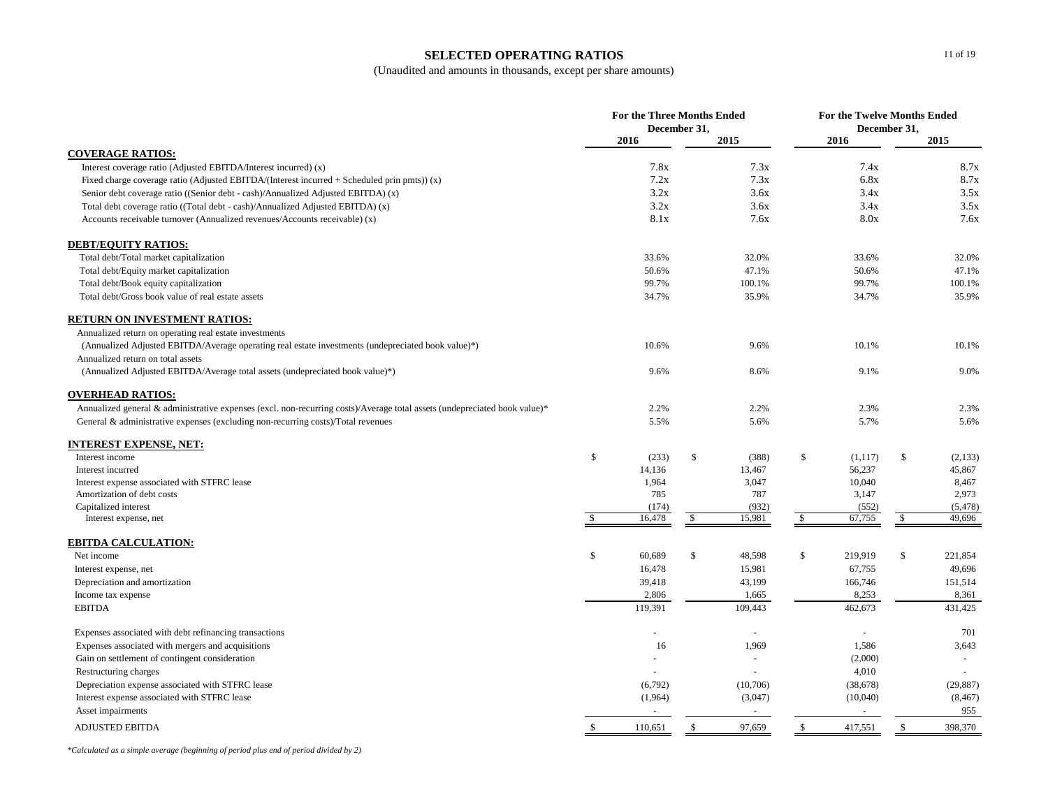# SELECTED OPERATING RATIOS

(Unaudited and amounts in thousands, except per share amounts)

| | For the Three Months Ended December 31, | | For the Twelve Months Ended December 31, | |
|---|---|---|---|---|
| | 2016 | 2015 | 2016 | 2015 |
| **COVERAGE RATIOS:** | | | | |
| Interest coverage ratio (Adjusted EBITDA/Interest incurred) (x) | 7.8x | 7.3x | 7.4x | 8.7x |
| Fixed charge coverage ratio (Adjusted EBITDA/(Interest incurred + Scheduled prin pmts)) (x) | 7.2x | 7.3x | 6.8x | 8.7x |
| Senior debt coverage ratio ((Senior debt - cash)/Annualized Adjusted EBITDA) (x) | 3.2x | 3.6x | 3.4x | 3.5x |
| Total debt coverage ratio ((Total debt - cash)/Annualized Adjusted EBITDA) (x) | 3.2x | 3.6x | 3.4x | 3.5x |
| Accounts receivable turnover (Annualized revenues/Accounts receivable) (x) | 8.1x | 7.6x | 8.0x | 7.6x |
| **DEBT/EQUITY RATIOS:** | | | | |
| Total debt/Total market capitalization | 33.6% | 32.0% | 33.6% | 32.0% |
| Total debt/Equity market capitalization | 50.6% | 47.1% | 50.6% | 47.1% |
| Total debt/Book equity capitalization | 99.7% | 100.1% | 99.7% | 100.1% |
| Total debt/Gross book value of real estate assets | 34.7% | 35.9% | 34.7% | 35.9% |
| **RETURN ON INVESTMENT RATIOS:** | | | | |
| Annualized return on operating real estate investments (Annualized Adjusted EBITDA/Average operating real estate investments (undepreciated book value)*) | 10.6% | 9.6% | 10.1% | 10.1% |
| Annualized return on total assets (Annualized Adjusted EBITDA/Average total assets (undepreciated book value)*) | 9.6% | 8.6% | 9.1% | 9.0% |
| **OVERHEAD RATIOS:** | | | | |
| Annualized general & administrative expenses (excl. non-recurring costs)/Average total assets (undepreciated book value)* | 2.2% | 2.2% | 2.3% | 2.3% |
| General & administrative expenses (excluding non-recurring costs)/Total revenues | 5.5% | 5.6% | 5.7% | 5.6% |
| **INTEREST EXPENSE, NET:** | | | | |
| Interest income | $ (233) | $ (388) | $ (1,117) | $ (2,133) |
| Interest incurred | 14,136 | 13,467 | 56,237 | 45,867 |
| Interest expense associated with STFRC lease | 1,964 | 3,047 | 10,040 | 8,467 |
| Amortization of debt costs | 785 | 787 | 3,147 | 2,973 |
| Capitalized interest | (174) | (932) | (552) | (5,478) |
| Interest expense, net | $ 16,478 | $ 15,981 | $ 67,755 | $ 49,696 |
| **EBITDA CALCULATION:** | | | | |
| Net income | $ 60,689 | $ 48,598 | $ 219,919 | $ 221,854 |
| Interest expense, net | 16,478 | 15,981 | 67,755 | 49,696 |
| Depreciation and amortization | 39,418 | 43,199 | 166,746 | 151,514 |
| Income tax expense | 2,806 | 1,665 | 8,253 | 8,361 |
| EBITDA | 119,391 | 109,443 | 462,673 | 431,425 |
| Expenses associated with debt refinancing transactions | - | - | - | 701 |
| Expenses associated with mergers and acquisitions | 16 | 1,969 | 1,586 | 3,643 |
| Gain on settlement of contingent consideration | - | - | (2,000) | - |
| Restructuring charges | - | - | 4,010 | - |
| Depreciation expense associated with STFRC lease | (6,792) | (10,706) | (38,678) | (29,887) |
| Interest expense associated with STFRC lease | (1,964) | (3,047) | (10,040) | (8,467) |
| Asset impairments | - | - | - | 955 |
| ADJUSTED EBITDA | $ 110,651 | $ 97,659 | $ 417,551 | $ 398,370 |

*Calculated as a simple average (beginning of period plus end of period divided by 2)*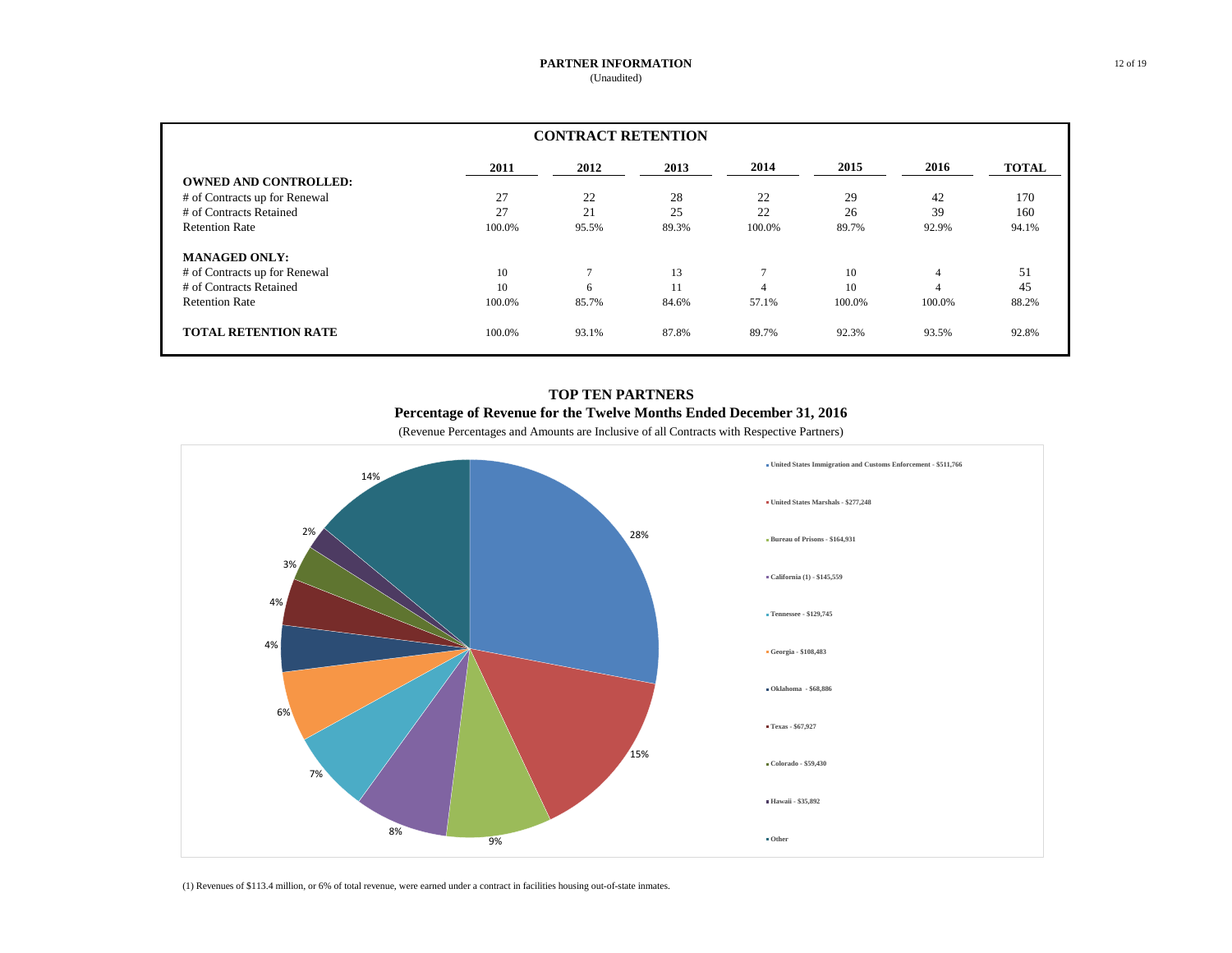# PARTNER INFORMATION
(Unaudited)

## CONTRACT RETENTION

| | 2011 | 2012 | 2013 | 2014 | 2015 | 2016 | TOTAL |
|---|---|---|---|---|---|---|---|
| **OWNED AND CONTROLLED:** | | | | | | | |
| # of Contracts up for Renewal | 27 | 22 | 28 | 22 | 29 | 42 | 170 |
| # of Contracts Retained | 27 | 21 | 25 | 22 | 26 | 39 | 160 |
| Retention Rate | 100.0% | 95.5% | 89.3% | 100.0% | 89.7% | 92.9% | 94.1% |
| **MANAGED ONLY:** | | | | | | | |
| # of Contracts up for Renewal | 10 | 7 | 13 | 7 | 10 | 4 | 51 |
| # of Contracts Retained | 10 | 6 | 11 | 4 | 10 | 4 | 45 |
| Retention Rate | 100.0% | 85.7% | 84.6% | 57.1% | 100.0% | 100.0% | 88.2% |
| **TOTAL RETENTION RATE** | 100.0% | 93.1% | 87.8% | 89.7% | 92.3% | 93.5% | 92.8% |

## TOP TEN PARTNERS
### Percentage of Revenue for the Twelve Months Ended December 31, 2016
(Revenue Percentages and Amounts are Inclusive of all Contracts with Respective Partners)

| Partner | Percentage |
|---|---|
| United States Immigration and Customs Enforcement - $511,766 | 28% |
| United States Marshals - $277,248 | 15% |
| Bureau of Prisons - $164,931 | 9% |
| California (1) - $145,559 | 8% |
| Tennessee - $129,745 | 7% |
| Georgia - $108,483 | 6% |
| Oklahoma - $68,886 | 4% |
| Texas - $67,927 | 4% |
| Colorado - $59,430 | 3% |
| Hawaii - $35,892 | 2% |
| Other | 14% |

(1) Revenues of $113.4 million, or 6% of total revenue, were earned under a contract in facilities housing out-of-state inmates.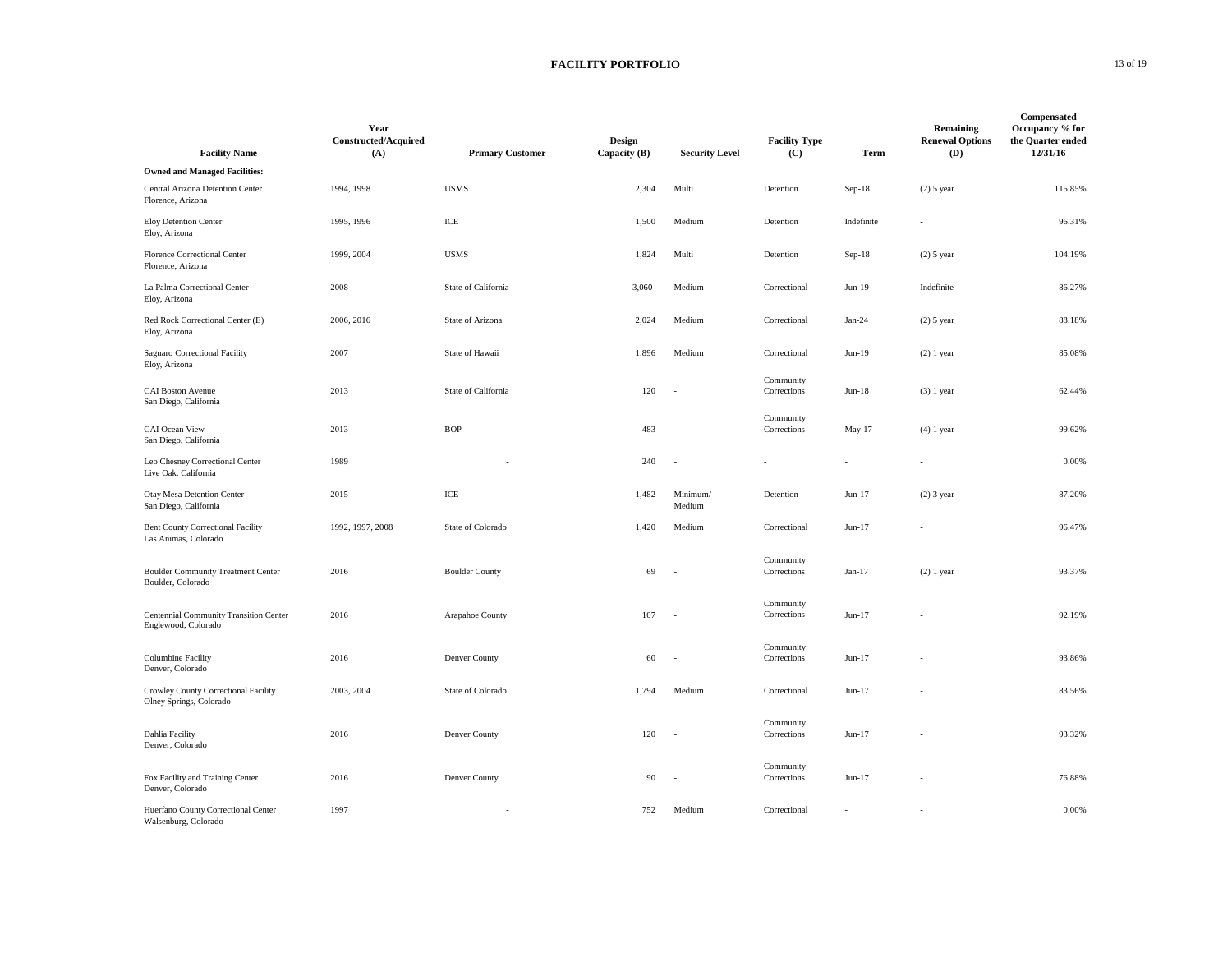# FACILITY PORTFOLIO

| Facility Name | Year Constructed/Acquired (A) | Primary Customer | Design Capacity (B) | Security Level | Facility Type (C) | Term | Remaining Renewal Options (D) | Compensated Occupancy % for the Quarter ended 12/31/16 |
|---|---|---|---|---|---|---|---|---|
| **Owned and Managed Facilities:** | | | | | | | | |
| Central Arizona Detention Center<br>Florence, Arizona | 1994, 1998 | USMS | 2,304 | Multi | Detention | Sep-18 | (2) 5 year | 115.85% |
| Eloy Detention Center<br>Eloy, Arizona | 1995, 1996 | ICE | 1,500 | Medium | Detention | Indefinite | - | 96.31% |
| Florence Correctional Center<br>Florence, Arizona | 1999, 2004 | USMS | 1,824 | Multi | Detention | Sep-18 | (2) 5 year | 104.19% |
| La Palma Correctional Center<br>Eloy, Arizona | 2008 | State of California | 3,060 | Medium | Correctional | Jun-19 | Indefinite | 86.27% |
| Red Rock Correctional Center (E)<br>Eloy, Arizona | 2006, 2016 | State of Arizona | 2,024 | Medium | Correctional | Jan-24 | (2) 5 year | 88.18% |
| Saguaro Correctional Facility<br>Eloy, Arizona | 2007 | State of Hawaii | 1,896 | Medium | Correctional | Jun-19 | (2) 1 year | 85.08% |
| CAI Boston Avenue<br>San Diego, California | 2013 | State of California | 120 | - | Community Corrections | Jun-18 | (3) 1 year | 62.44% |
| CAI Ocean View<br>San Diego, California | 2013 | BOP | 483 | - | Community Corrections | May-17 | (4) 1 year | 99.62% |
| Leo Chesney Correctional Center<br>Live Oak, California | 1989 | - | 240 | - | - | - | - | 0.00% |
| Otay Mesa Detention Center<br>San Diego, California | 2015 | ICE | 1,482 | Minimum/ Medium | Detention | Jun-17 | (2) 3 year | 87.20% |
| Bent County Correctional Facility<br>Las Animas, Colorado | 1992, 1997, 2008 | State of Colorado | 1,420 | Medium | Correctional | Jun-17 | - | 96.47% |
| Boulder Community Treatment Center<br>Boulder, Colorado | 2016 | Boulder County | 69 | - | Community Corrections | Jan-17 | (2) 1 year | 93.37% |
| Centennial Community Transition Center<br>Englewood, Colorado | 2016 | Arapahoe County | 107 | - | Community Corrections | Jun-17 | - | 92.19% |
| Columbine Facility<br>Denver, Colorado | 2016 | Denver County | 60 | - | Community Corrections | Jun-17 | - | 93.86% |
| Crowley County Correctional Facility<br>Olney Springs, Colorado | 2003, 2004 | State of Colorado | 1,794 | Medium | Correctional | Jun-17 | - | 83.56% |
| Dahlia Facility<br>Denver, Colorado | 2016 | Denver County | 120 | - | Community Corrections | Jun-17 | - | 93.32% |
| Fox Facility and Training Center<br>Denver, Colorado | 2016 | Denver County | 90 | - | Community Corrections | Jun-17 | - | 76.88% |
| Huerfano County Correctional Center<br>Walsenburg, Colorado | 1997 | - | 752 | Medium | Correctional | - | - | 0.00% |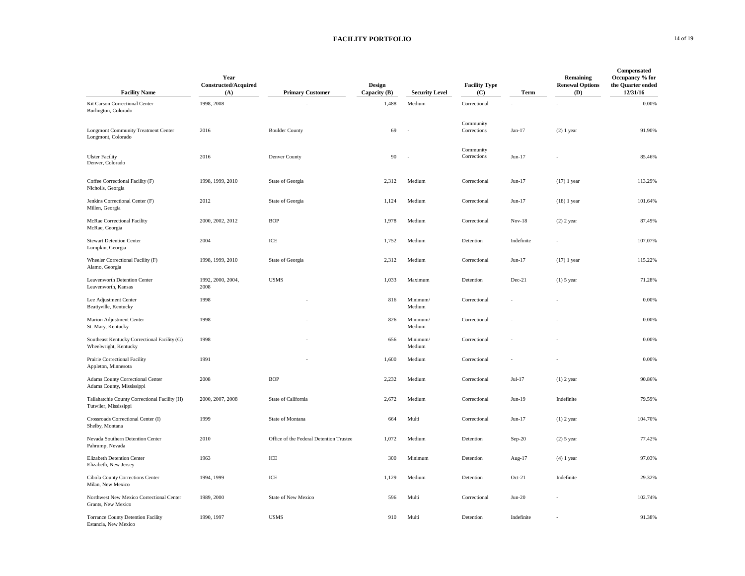## FACILITY PORTFOLIO

| Facility Name | Year Constructed/Acquired (A) | Primary Customer | Design Capacity (B) | Security Level | Facility Type (C) | Term | Remaining Renewal Options (D) | Compensated Occupancy % for the Quarter ended 12/31/16 |
|---|---|---|---|---|---|---|---|---|
| Kit Carson Correctional Center<br>Burlington, Colorado | 1998, 2008 | - | 1,488 | Medium | Correctional | - | - | 0.00% |
| Longmont Community Treatment Center<br>Longmont, Colorado | 2016 | Boulder County | 69 | - | Community Corrections | Jan-17 | (2) 1 year | 91.90% |
| Ulster Facility<br>Denver, Colorado | 2016 | Denver County | 90 | - | Community Corrections | Jun-17 | - | 85.46% |
| Coffee Correctional Facility (F)<br>Nicholls, Georgia | 1998, 1999, 2010 | State of Georgia | 2,312 | Medium | Correctional | Jun-17 | (17) 1 year | 113.29% |
| Jenkins Correctional Center (F)<br>Millen, Georgia | 2012 | State of Georgia | 1,124 | Medium | Correctional | Jun-17 | (18) 1 year | 101.64% |
| McRae Correctional Facility<br>McRae, Georgia | 2000, 2002, 2012 | BOP | 1,978 | Medium | Correctional | Nov-18 | (2) 2 year | 87.49% |
| Stewart Detention Center<br>Lumpkin, Georgia | 2004 | ICE | 1,752 | Medium | Detention | Indefinite | - | 107.07% |
| Wheeler Correctional Facility (F)<br>Alamo, Georgia | 1998, 1999, 2010 | State of Georgia | 2,312 | Medium | Correctional | Jun-17 | (17) 1 year | 115.22% |
| Leavenworth Detention Center<br>Leavenworth, Kansas | 1992, 2000, 2004, 2008 | USMS | 1,033 | Maximum | Detention | Dec-21 | (1) 5 year | 71.28% |
| Lee Adjustment Center<br>Beattyville, Kentucky | 1998 | - | 816 | Minimum/ Medium | Correctional | - | - | 0.00% |
| Marion Adjustment Center<br>St. Mary, Kentucky | 1998 | - | 826 | Minimum/ Medium | Correctional | - | - | 0.00% |
| Southeast Kentucky Correctional Facility (G)<br>Wheelwright, Kentucky | 1998 | - | 656 | Minimum/ Medium | Correctional | - | - | 0.00% |
| Prairie Correctional Facility<br>Appleton, Minnesota | 1991 | - | 1,600 | Medium | Correctional | - | - | 0.00% |
| Adams County Correctional Center<br>Adams County, Mississippi | 2008 | BOP | 2,232 | Medium | Correctional | Jul-17 | (1) 2 year | 90.86% |
| Tallahatchie County Correctional Facility (H)<br>Tutwiler, Mississippi | 2000, 2007, 2008 | State of California | 2,672 | Medium | Correctional | Jun-19 | Indefinite | 79.59% |
| Crossroads Correctional Center (I)<br>Shelby, Montana | 1999 | State of Montana | 664 | Multi | Correctional | Jun-17 | (1) 2 year | 104.70% |
| Nevada Southern Detention Center<br>Pahrump, Nevada | 2010 | Office of the Federal Detention Trustee | 1,072 | Medium | Detention | Sep-20 | (2) 5 year | 77.42% |
| Elizabeth Detention Center<br>Elizabeth, New Jersey | 1963 | ICE | 300 | Minimum | Detention | Aug-17 | (4) 1 year | 97.03% |
| Cibola County Corrections Center<br>Milan, New Mexico | 1994, 1999 | ICE | 1,129 | Medium | Detention | Oct-21 | Indefinite | 29.32% |
| Northwest New Mexico Correctional Center<br>Grants, New Mexico | 1989, 2000 | State of New Mexico | 596 | Multi | Correctional | Jun-20 | - | 102.74% |
| Torrance County Detention Facility<br>Estancia, New Mexico | 1990, 1997 | USMS | 910 | Multi | Detention | Indefinite | - | 91.38% |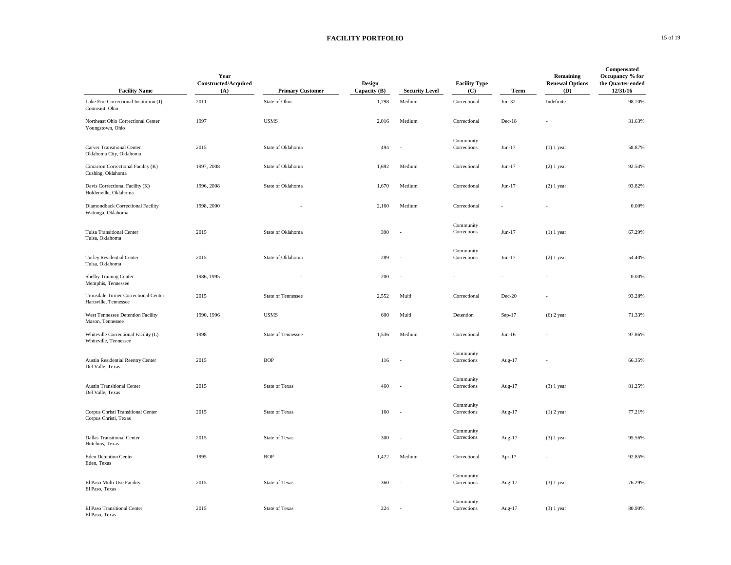# FACILITY PORTFOLIO

| Facility Name | Year Constructed/Acquired (A) | Primary Customer | Design Capacity (B) | Security Level | Facility Type (C) | Term | Remaining Renewal Options (D) | Compensated Occupancy % for the Quarter ended 12/31/16 |
|---|---|---|---|---|---|---|---|---|
| Lake Erie Correctional Institution (J) Conneaut, Ohio | 2011 | State of Ohio | 1,798 | Medium | Correctional | Jun-32 | Indefinite | 98.70% |
| Northeast Ohio Correctional Center Youngstown, Ohio | 1997 | USMS | 2,016 | Medium | Correctional | Dec-18 | - | 31.63% |
| Carver Transitional Center Oklahoma City, Oklahoma | 2015 | State of Oklahoma | 494 | - | Community Corrections | Jun-17 | (1) 1 year | 58.87% |
| Cimarron Correctional Facility (K) Cushing, Oklahoma | 1997, 2008 | State of Oklahoma | 1,692 | Medium | Correctional | Jun-17 | (2) 1 year | 92.54% |
| Davis Correctional Facility (K) Holdenville, Oklahoma | 1996, 2008 | State of Oklahoma | 1,670 | Medium | Correctional | Jun-17 | (2) 1 year | 93.82% |
| Diamondback Correctional Facility Watonga, Oklahoma | 1998, 2000 | - | 2,160 | Medium | Correctional | - | - | 0.00% |
| Tulsa Transitional Center Tulsa, Oklahoma | 2015 | State of Oklahoma | 390 | - | Community Corrections | Jun-17 | (1) 1 year | 67.29% |
| Turley Residential Center Tulsa, Oklahoma | 2015 | State of Oklahoma | 289 | - | Community Corrections | Jun-17 | (2) 1 year | 54.40% |
| Shelby Training Center Memphis, Tennessee | 1986, 1995 | - | 200 | - | - | - | - | 0.00% |
| Trousdale Turner Correctional Center Hartsville, Tennessee | 2015 | State of Tennessee | 2,552 | Multi | Correctional | Dec-20 | - | 93.28% |
| West Tennessee Detention Facility Mason, Tennessee | 1990, 1996 | USMS | 600 | Multi | Detention | Sep-17 | (6) 2 year | 71.33% |
| Whiteville Correctional Facility (L) Whiteville, Tennessee | 1998 | State of Tennessee | 1,536 | Medium | Correctional | Jun-16 | - | 97.86% |
| Austin Residential Reentry Center Del Valle, Texas | 2015 | BOP | 116 | - | Community Corrections | Aug-17 | - | 66.35% |
| Austin Transitional Center Del Valle, Texas | 2015 | State of Texas | 460 | - | Community Corrections | Aug-17 | (3) 1 year | 81.25% |
| Corpus Christi Transitional Center Corpus Christi, Texas | 2015 | State of Texas | 160 | - | Community Corrections | Aug-17 | (1) 2 year | 77.21% |
| Dallas Transitional Center Hutchins, Texas | 2015 | State of Texas | 300 | - | Community Corrections | Aug-17 | (3) 1 year | 95.56% |
| Eden Detention Center Eden, Texas | 1995 | BOP | 1,422 | Medium | Correctional | Apr-17 | - | 92.85% |
| El Paso Multi-Use Facility El Paso, Texas | 2015 | State of Texas | 360 | - | Community Corrections | Aug-17 | (3) 1 year | 76.29% |
| El Paso Transitional Center El Paso, Texas | 2015 | State of Texas | 224 | - | Community Corrections | Aug-17 | (3) 1 year | 80.90% |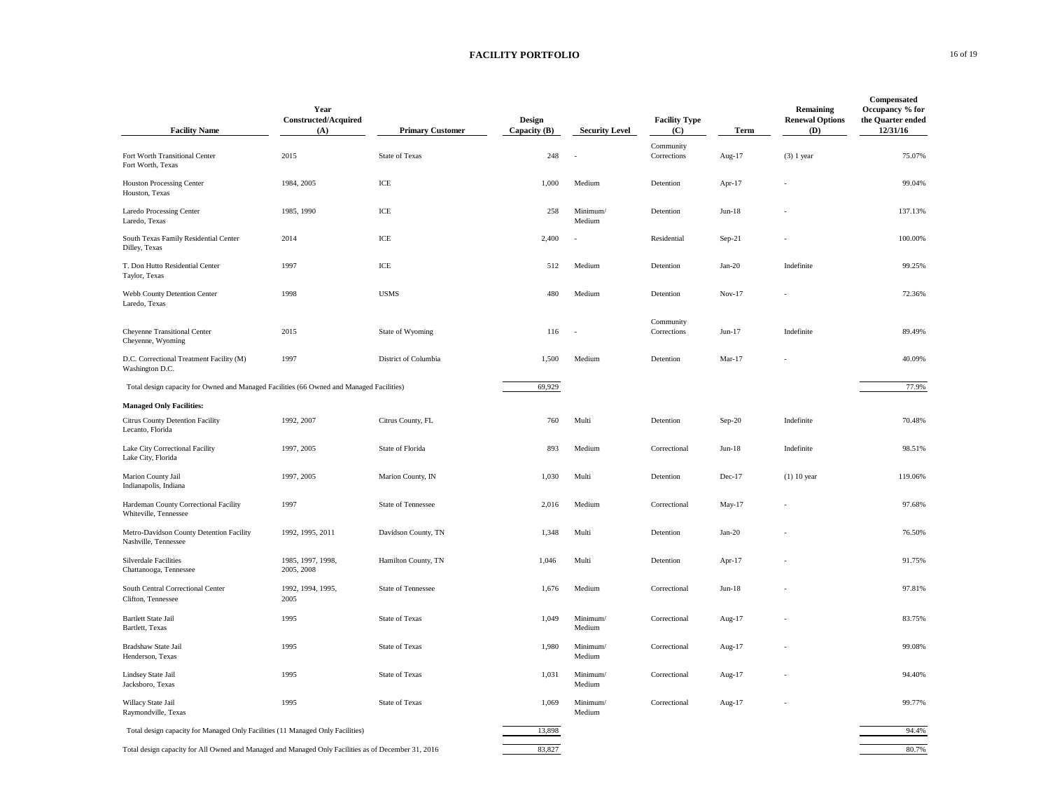# FACILITY PORTFOLIO

| Facility Name | Year Constructed/Acquired (A) | Primary Customer | Design Capacity (B) | Security Level | Facility Type (C) | Term | Remaining Renewal Options (D) | Compensated Occupancy % for the Quarter ended 12/31/16 |
|---|---|---|---|---|---|---|---|---|
| Fort Worth Transitional Center<br>Fort Worth, Texas | 2015 | State of Texas | 248 | - | Community Corrections | Aug-17 | (3) 1 year | 75.07% |
| Houston Processing Center<br>Houston, Texas | 1984, 2005 | ICE | 1,000 | Medium | Detention | Apr-17 | - | 99.04% |
| Laredo Processing Center<br>Laredo, Texas | 1985, 1990 | ICE | 258 | Minimum/ Medium | Detention | Jun-18 | - | 137.13% |
| South Texas Family Residential Center<br>Dilley, Texas | 2014 | ICE | 2,400 | - | Residential | Sep-21 | - | 100.00% |
| T. Don Hutto Residential Center<br>Taylor, Texas | 1997 | ICE | 512 | Medium | Detention | Jan-20 | Indefinite | 99.25% |
| Webb County Detention Center<br>Laredo, Texas | 1998 | USMS | 480 | Medium | Detention | Nov-17 | - | 72.36% |
| Cheyenne Transitional Center<br>Cheyenne, Wyoming | 2015 | State of Wyoming | 116 | - | Community Corrections | Jun-17 | Indefinite | 89.49% |
| D.C. Correctional Treatment Facility (M)<br>Washington D.C. | 1997 | District of Columbia | 1,500 | Medium | Detention | Mar-17 | - | 40.09% |
| Total design capacity for Owned and Managed Facilities (66 Owned and Managed Facilities) | | | 69,929 | | | | | 77.9% |
| **Managed Only Facilities:** | | | | | | | | |
| Citrus County Detention Facility<br>Lecanto, Florida | 1992, 2007 | Citrus County, FL | 760 | Multi | Detention | Sep-20 | Indefinite | 70.48% |
| Lake City Correctional Facility<br>Lake City, Florida | 1997, 2005 | State of Florida | 893 | Medium | Correctional | Jun-18 | Indefinite | 98.51% |
| Marion County Jail<br>Indianapolis, Indiana | 1997, 2005 | Marion County, IN | 1,030 | Multi | Detention | Dec-17 | (1) 10 year | 119.06% |
| Hardeman County Correctional Facility<br>Whiteville, Tennessee | 1997 | State of Tennessee | 2,016 | Medium | Correctional | May-17 | - | 97.68% |
| Metro-Davidson County Detention Facility<br>Nashville, Tennessee | 1992, 1995, 2011 | Davidson County, TN | 1,348 | Multi | Detention | Jan-20 | - | 76.50% |
| Silverdale Facilities<br>Chattanooga, Tennessee | 1985, 1997, 1998, 2005, 2008 | Hamilton County, TN | 1,046 | Multi | Detention | Apr-17 | - | 91.75% |
| South Central Correctional Center<br>Clifton, Tennessee | 1992, 1994, 1995, 2005 | State of Tennessee | 1,676 | Medium | Correctional | Jun-18 | - | 97.81% |
| Bartlett State Jail<br>Bartlett, Texas | 1995 | State of Texas | 1,049 | Minimum/ Medium | Correctional | Aug-17 | - | 83.75% |
| Bradshaw State Jail<br>Henderson, Texas | 1995 | State of Texas | 1,980 | Minimum/ Medium | Correctional | Aug-17 | - | 99.08% |
| Lindsey State Jail<br>Jacksboro, Texas | 1995 | State of Texas | 1,031 | Minimum/ Medium | Correctional | Aug-17 | - | 94.40% |
| Willacy State Jail<br>Raymondville, Texas | 1995 | State of Texas | 1,069 | Minimum/ Medium | Correctional | Aug-17 | - | 99.77% |
| Total design capacity for Managed Only Facilities (11 Managed Only Facilities) | | | 13,898 | | | | | 94.4% |
| Total design capacity for All Owned and Managed and Managed Only Facilities as of December 31, 2016 | | | 83,827 | | | | | 80.7% |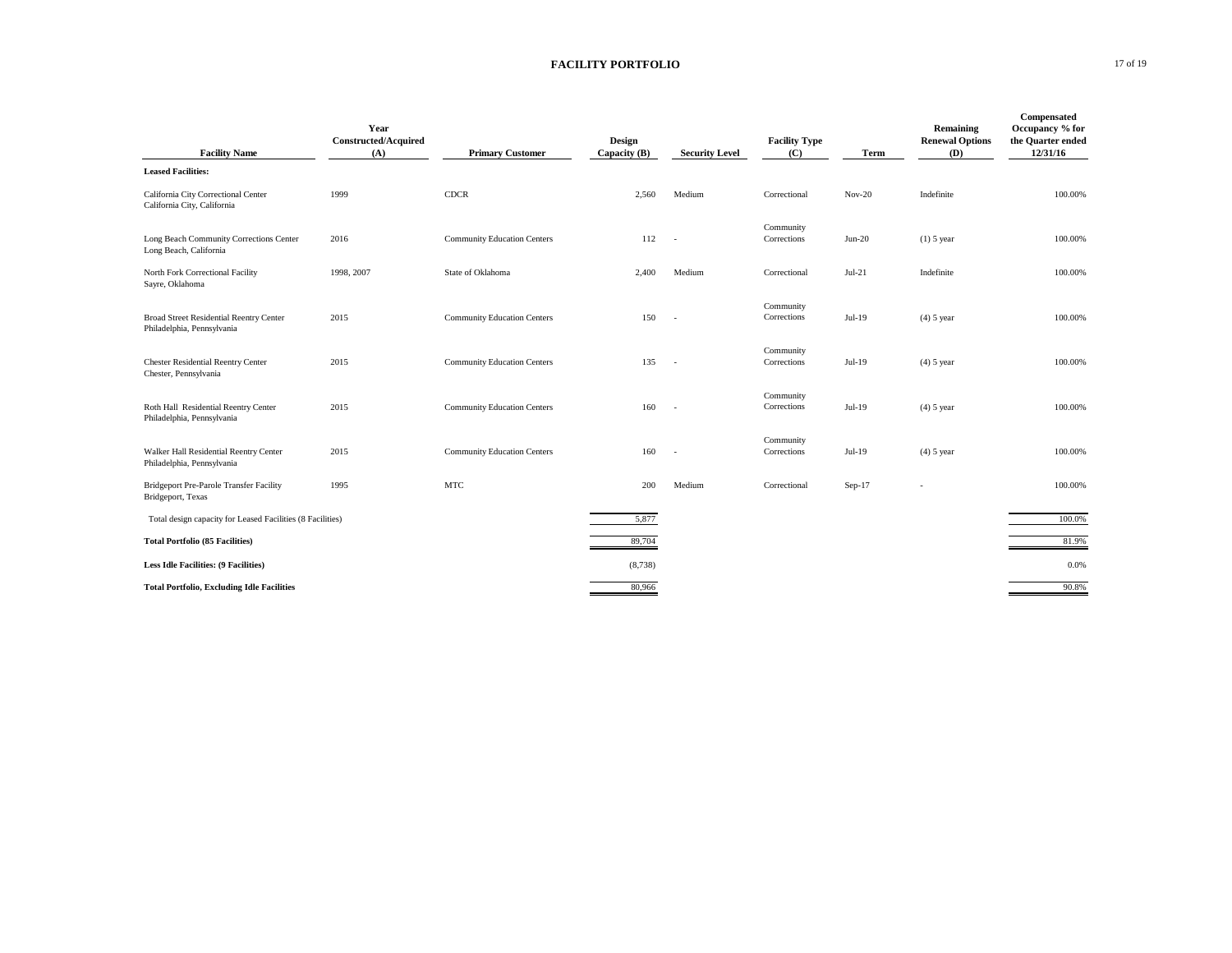# FACILITY PORTFOLIO

| Facility Name | Year Constructed/Acquired (A) | Primary Customer | Design Capacity (B) | Security Level | Facility Type (C) | Term | Remaining Renewal Options (D) | Compensated Occupancy % for the Quarter ended 12/31/16 |
|---|---|---|---|---|---|---|---|---|
| **Leased Facilities:** | | | | | | | | |
| California City Correctional Center<br>California City, California | 1999 | CDCR | 2,560 | Medium | Correctional | Nov-20 | Indefinite | 100.00% |
| Long Beach Community Corrections Center<br>Long Beach, California | 2016 | Community Education Centers | 112 | - | Community Corrections | Jun-20 | (1) 5 year | 100.00% |
| North Fork Correctional Facility<br>Sayre, Oklahoma | 1998, 2007 | State of Oklahoma | 2,400 | Medium | Correctional | Jul-21 | Indefinite | 100.00% |
| Broad Street Residential Reentry Center<br>Philadelphia, Pennsylvania | 2015 | Community Education Centers | 150 | - | Community Corrections | Jul-19 | (4) 5 year | 100.00% |
| Chester Residential Reentry Center<br>Chester, Pennsylvania | 2015 | Community Education Centers | 135 | - | Community Corrections | Jul-19 | (4) 5 year | 100.00% |
| Roth Hall Residential Reentry Center<br>Philadelphia, Pennsylvania | 2015 | Community Education Centers | 160 | - | Community Corrections | Jul-19 | (4) 5 year | 100.00% |
| Walker Hall Residential Reentry Center<br>Philadelphia, Pennsylvania | 2015 | Community Education Centers | 160 | - | Community Corrections | Jul-19 | (4) 5 year | 100.00% |
| Bridgeport Pre-Parole Transfer Facility<br>Bridgeport, Texas | 1995 | MTC | 200 | Medium | Correctional | Sep-17 | - | 100.00% |
| Total design capacity for Leased Facilities (8 Facilities) | | | 5,877 | | | | | 100.0% |
| **Total Portfolio (85 Facilities)** | | | 89,704 | | | | | 81.9% |
| **Less Idle Facilities: (9 Facilities)** | | | (8,738) | | | | | 0.0% |
| **Total Portfolio, Excluding Idle Facilities** | | | 80,966 | | | | | 90.8% |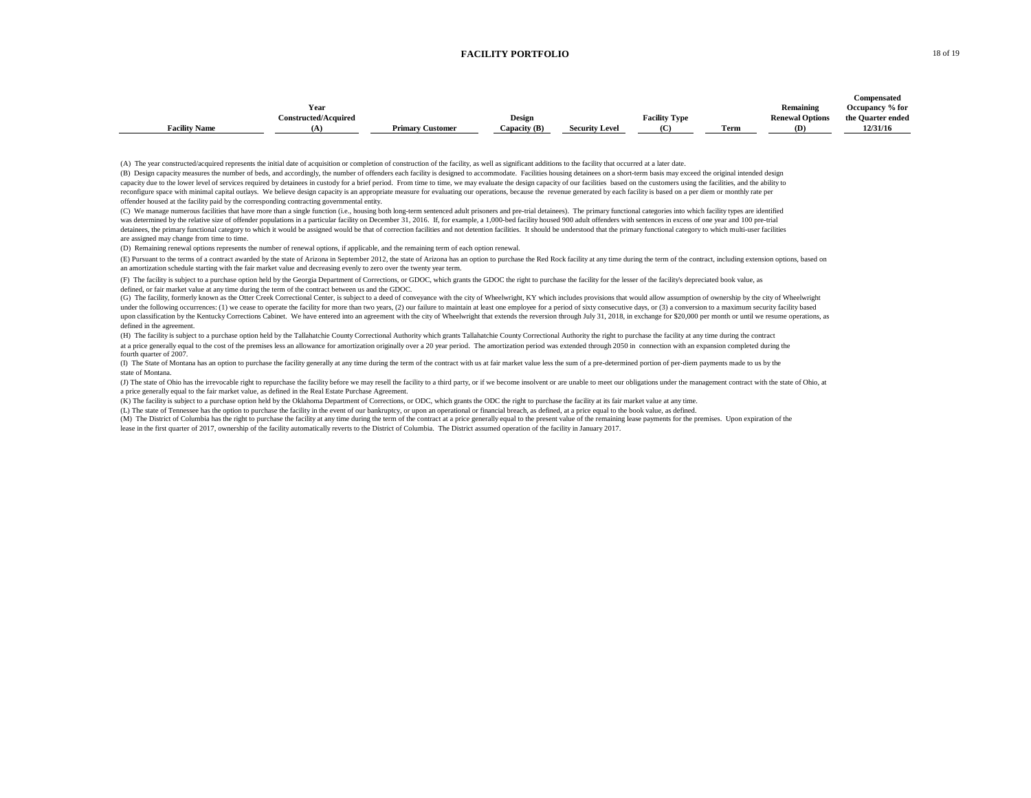# FACILITY PORTFOLIO

| Facility Name | Year Constructed/Acquired (A) | Primary Customer | Design Capacity (B) | Security Level | Facility Type (C) | Term | Remaining Renewal Options (D) | Compensated Occupancy % for the Quarter ended 12/31/16 |
|---|---|---|---|---|---|---|---|---|

(A) The year constructed/acquired represents the initial date of acquisition or completion of construction of the facility, as well as significant additions to the facility that occurred at a later date.

(B) Design capacity measures the number of beds, and accordingly, the number of offenders each facility is designed to accommodate. Facilities housing detainees on a short-term basis may exceed the original intended design capacity due to the lower level of services required by detainees in custody for a brief period. From time to time, we may evaluate the design capacity of our facilities based on the customers using the facilities, and the ability to reconfigure space with minimal capital outlays. We believe design capacity is an appropriate measure for evaluating our operations, because the revenue generated by each facility is based on a per diem or monthly rate per offender housed at the facility paid by the corresponding contracting governmental entity.

(C) We manage numerous facilities that have more than a single function (i.e., housing both long-term sentenced adult prisoners and pre-trial detainees). The primary functional categories into which facility types are identified was determined by the relative size of offender populations in a particular facility on December 31, 2016. If, for example, a 1,000-bed facility housed 900 adult offenders with sentences in excess of one year and 100 pre-trial detainees, the primary functional category to which it would be assigned would be that of correction facilities and not detention facilities. It should be understood that the primary functional category to which multi-user facilities are assigned may change from time to time.

(D) Remaining renewal options represents the number of renewal options, if applicable, and the remaining term of each option renewal.

(E) Pursuant to the terms of a contract awarded by the state of Arizona in September 2012, the state of Arizona has an option to purchase the Red Rock facility at any time during the term of the contract, including extension options, based on an amortization schedule starting with the fair market value and decreasing evenly to zero over the twenty year term.

(F) The facility is subject to a purchase option held by the Georgia Department of Corrections, or GDOC, which grants the GDOC the right to purchase the facility for the lesser of the facility's depreciated book value, as defined, or fair market value at any time during the term of the contract between us and the GDOC.

(G) The facility, formerly known as the Otter Creek Correctional Center, is subject to a deed of conveyance with the city of Wheelwright, KY which includes provisions that would allow assumption of ownership by the city of Wheelwright under the following occurrences: (1) we cease to operate the facility for more than two years, (2) our failure to maintain at least one employee for a period of sixty consecutive days, or (3) a conversion to a maximum security facility based upon classification by the Kentucky Corrections Cabinet. We have entered into an agreement with the city of Wheelwright that extends the reversion through July 31, 2018, in exchange for $20,000 per month or until we resume operations, as defined in the agreement.

(H) The facility is subject to a purchase option held by the Tallahatchie County Correctional Authority which grants Tallahatchie County Correctional Authority the right to purchase the facility at any time during the contract at a price generally equal to the cost of the premises less an allowance for amortization originally over a 20 year period. The amortization period was extended through 2050 in connection with an expansion completed during the fourth quarter of 2007.

(I) The State of Montana has an option to purchase the facility generally at any time during the term of the contract with us at fair market value less the sum of a pre-determined portion of per-diem payments made to us by the state of Montana.

(J) The state of Ohio has the irrevocable right to repurchase the facility before we may resell the facility to a third party, or if we become insolvent or are unable to meet our obligations under the management contract with the state of Ohio, at a price generally equal to the fair market value, as defined in the Real Estate Purchase Agreement.

(K) The facility is subject to a purchase option held by the Oklahoma Department of Corrections, or ODC, which grants the ODC the right to purchase the facility at its fair market value at any time.

(L) The state of Tennessee has the option to purchase the facility in the event of our bankruptcy, or upon an operational or financial breach, as defined, at a price equal to the book value, as defined.

(M) The District of Columbia has the right to purchase the facility at any time during the term of the contract at a price generally equal to the present value of the remaining lease payments for the premises. Upon expiration of the lease in the first quarter of 2017, ownership of the facility automatically reverts to the District of Columbia. The District assumed operation of the facility in January 2017.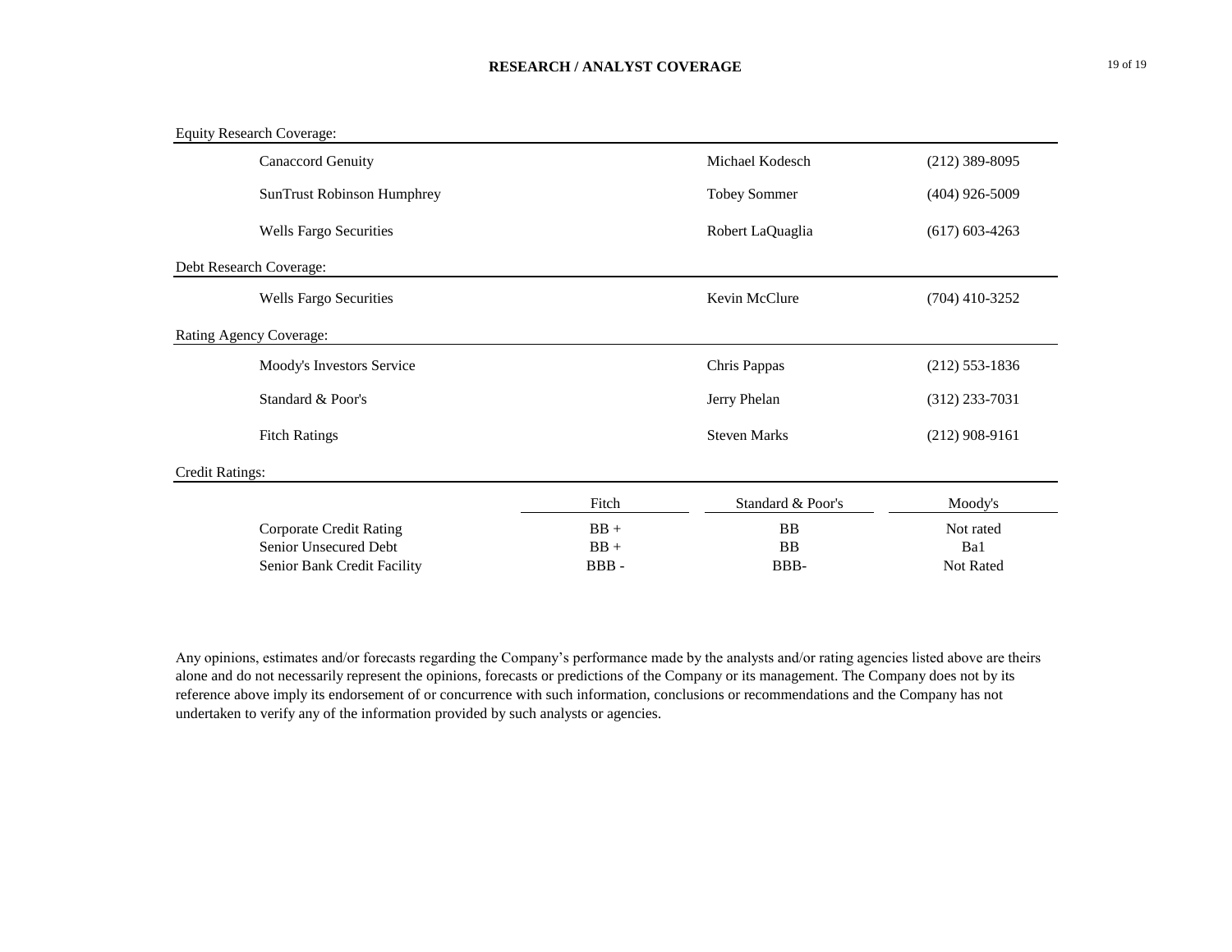# RESEARCH / ANALYST COVERAGE

Equity Research Coverage:

| | | |
|---|---|---|
| Canaccord Genuity | Michael Kodesch | (212) 389-8095 |
| SunTrust Robinson Humphrey | Tobey Sommer | (404) 926-5009 |
| Wells Fargo Securities | Robert LaQuaglia | (617) 603-4263 |

Debt Research Coverage:

| | | |
|---|---|---|
| Wells Fargo Securities | Kevin McClure | (704) 410-3252 |

Rating Agency Coverage:

| | | |
|---|---|---|
| Moody's Investors Service | Chris Pappas | (212) 553-1836 |
| Standard & Poor's | Jerry Phelan | (312) 233-7031 |
| Fitch Ratings | Steven Marks | (212) 908-9161 |

Credit Ratings:

| | Fitch | Standard & Poor's | Moody's |
|---|---|---|---|
| Corporate Credit Rating | BB + | BB | Not rated |
| Senior Unsecured Debt | BB + | BB | Ba1 |
| Senior Bank Credit Facility | BBB - | BBB- | Not Rated |

Any opinions, estimates and/or forecasts regarding the Company's performance made by the analysts and/or rating agencies listed above are theirs alone and do not necessarily represent the opinions, forecasts or predictions of the Company or its management. The Company does not by its reference above imply its endorsement of or concurrence with such information, conclusions or recommendations and the Company has not undertaken to verify any of the information provided by such analysts or agencies.